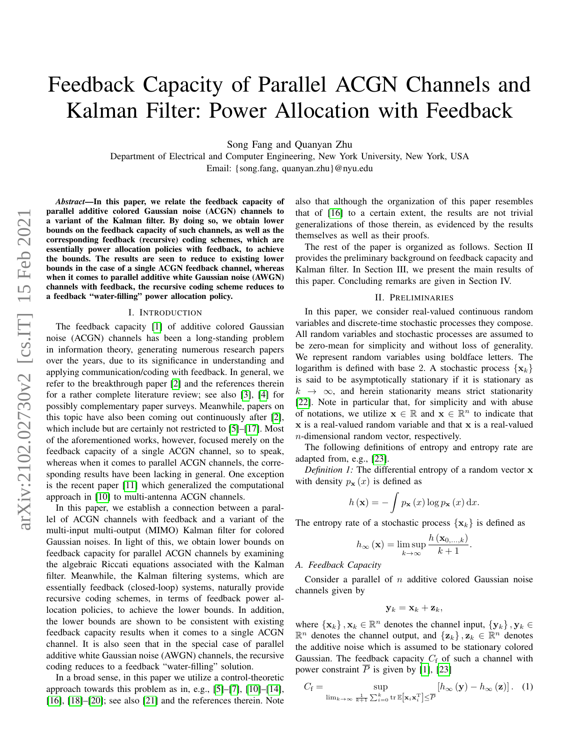# Feedback Capacity of Parallel ACGN Channels and Kalman Filter: Power Allocation with Feedback

Song Fang and Quanyan Zhu

Department of Electrical and Computer Engineering, New York University, New York, USA

Email: {song.fang, quanyan.zhu}@nyu.edu

***Abstract*—In this paper, we relate the feedback capacity of parallel additive colored Gaussian noise (ACGN) channels to a variant of the Kalman filter. By doing so, we obtain lower bounds on the feedback capacity of such channels, as well as the corresponding feedback (recursive) coding schemes, which are essentially power allocation policies with feedback, to achieve the bounds. The results are seen to reduce to existing lower bounds in the case of a single ACGN feedback channel, whereas when it comes to parallel additive white Gaussian noise (AWGN) channels with feedback, the recursive coding scheme reduces to a feedback "water-filling" power allocation policy.**

## I. Introduction

The feedback capacity [1] of additive colored Gaussian noise (ACGN) channels has been a long-standing problem in information theory, generating numerous research papers over the years, due to its significance in understanding and applying communication/coding with feedback. In general, we refer to the breakthrough paper [2] and the references therein for a rather complete literature review; see also [3], [4] for possibly complementary paper surveys. Meanwhile, papers on this topic have also been coming out continuously after [2], which include but are certainly not restricted to [5]–[17]. Most of the aforementioned works, however, focused merely on the feedback capacity of a single ACGN channel, so to speak, whereas when it comes to parallel ACGN channels, the corresponding results have been lacking in general. One exception is the recent paper [11] which generalized the computational approach in [10] to multi-antenna ACGN channels.

In this paper, we establish a connection between a parallel of ACGN channels with feedback and a variant of the multi-input multi-output (MIMO) Kalman filter for colored Gaussian noises. In light of this, we obtain lower bounds on feedback capacity for parallel ACGN channels by examining the algebraic Riccati equations associated with the Kalman filter. Meanwhile, the Kalman filtering systems, which are essentially feedback (closed-loop) systems, naturally provide recursive coding schemes, in terms of feedback power allocation policies, to achieve the lower bounds. In addition, the lower bounds are shown to be consistent with existing feedback capacity results when it comes to a single ACGN channel. It is also seen that in the special case of parallel additive white Gaussian noise (AWGN) channels, the recursive coding reduces to a feedback "water-filling" solution.

In a broad sense, in this paper we utilize a control-theoretic approach towards this problem as in, e.g., [5]–[7], [10]–[14], [16], [18]–[20]; see also [21] and the references therein. Note also that although the organization of this paper resembles that of [16] to a certain extent, the results are not trivial generalizations of those therein, as evidenced by the results themselves as well as their proofs.

The rest of the paper is organized as follows. Section II provides the preliminary background on feedback capacity and Kalman filter. In Section III, we present the main results of this paper. Concluding remarks are given in Section IV.

## II. Preliminaries

In this paper, we consider real-valued continuous random variables and discrete-time stochastic processes they compose. All random variables and stochastic processes are assumed to be zero-mean for simplicity and without loss of generality. We represent random variables using boldface letters. The logarithm is defined with base 2. A stochastic process $\{\mathbf{x}_k\}$ is said to be asymptotically stationary if it is stationary as $k \to \infty$, and herein stationarity means strict stationarity [22]. Note in particular that, for simplicity and with abuse of notations, we utilize $\mathbf{x} \in \mathbb{R}$ and $\mathbf{x} \in \mathbb{R}^n$ to indicate that $\mathbf{x}$ is a real-valued random variable and that $\mathbf{x}$ is a real-valued $n$-dimensional random vector, respectively.

The following definitions of entropy and entropy rate are adapted from, e.g., [23].

*Definition 1:* The differential entropy of a random vector $\mathbf{x}$ with density $p_{\mathbf{x}}(x)$ is defined as

$$h(\mathbf{x}) = -\int p_{\mathbf{x}}(x) \log p_{\mathbf{x}}(x) \, \mathrm{d}x.$$

The entropy rate of a stochastic process $\{\mathbf{x}_k\}$ is defined as

$$h_{\infty}(\mathbf{x}) = \limsup_{k \to \infty} \frac{h(\mathbf{x}_{0,\ldots,k})}{k+1}.$$

### A. Feedback Capacity

Consider a parallel of $n$ additive colored Gaussian noise channels given by

$$\mathbf{y}_k = \mathbf{x}_k + \mathbf{z}_k,$$

where $\{\mathbf{x}_k\}, \mathbf{x}_k \in \mathbb{R}^n$ denotes the channel input, $\{\mathbf{y}_k\}, \mathbf{y}_k \in \mathbb{R}^n$ denotes the channel output, and $\{\mathbf{z}_k\}, \mathbf{z}_k \in \mathbb{R}^n$ denotes the additive noise which is assumed to be stationary colored Gaussian. The feedback capacity $C_{\mathrm{f}}$ of such a channel with power constraint $\overline{P}$ is given by [1], [23]

$$C_{\mathrm{f}} = \sup_{\lim_{k \to \infty} \frac{1}{k+1} \sum_{i=0}^{k} \operatorname{tr} \mathbb{E}\left[\mathbf{x}_i \mathbf{x}_i^{\mathrm{T}}\right] \leq \overline{P}} \left[h_{\infty}(\mathbf{y}) - h_{\infty}(\mathbf{z})\right]. \quad (1)$$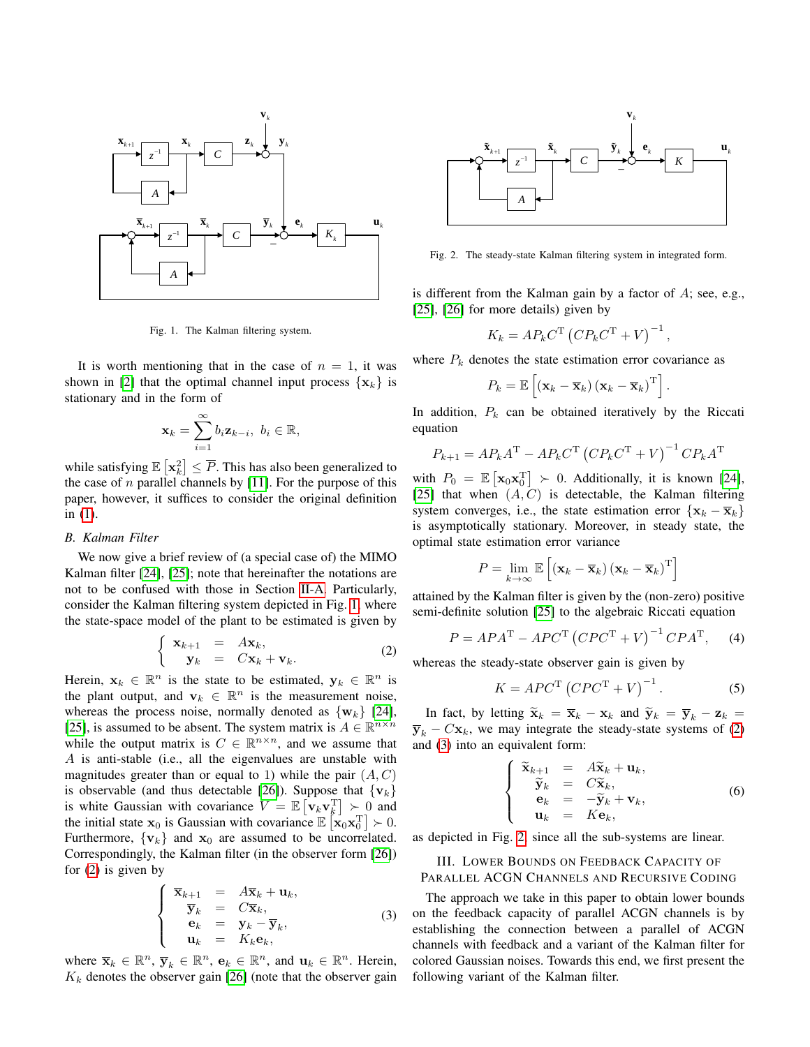Fig. 1. The Kalman filtering system.

It is worth mentioning that in the case of $n = 1$, it was shown in [2] that the optimal channel input process $\{\mathbf{x}_k\}$ is stationary and in the form of

$$\mathbf{x}_k = \sum_{i=1}^{\infty} b_i \mathbf{z}_{k-i}, \ b_i \in \mathbb{R},$$

while satisfying $\mathbb{E}\left[\mathbf{x}_k^2\right] \leq \overline{P}$. This has also been generalized to the case of $n$ parallel channels by [11]. For the purpose of this paper, however, it suffices to consider the original definition in (1).

### B. Kalman Filter

We now give a brief review of (a special case of) the MIMO Kalman filter [24], [25]; note that hereinafter the notations are not to be confused with those in Section II-A. Particularly, consider the Kalman filtering system depicted in Fig. 1, where the state-space model of the plant to be estimated is given by

$$\left\{ \begin{array}{rcl} \mathbf{x}_{k+1} & = & A\mathbf{x}_k, \\ \mathbf{y}_k & = & C\mathbf{x}_k + \mathbf{v}_k. \end{array} \right. \tag{2}$$

Herein, $\mathbf{x}_k \in \mathbb{R}^n$ is the state to be estimated, $\mathbf{y}_k \in \mathbb{R}^n$ is the plant output, and $\mathbf{v}_k \in \mathbb{R}^n$ is the measurement noise, whereas the process noise, normally denoted as $\{\mathbf{w}_k\}$ [24], [25], is assumed to be absent. The system matrix is $A \in \mathbb{R}^{n \times n}$ while the output matrix is $C \in \mathbb{R}^{n \times n}$, and we assume that $A$ is anti-stable (i.e., all the eigenvalues are unstable with magnitudes greater than or equal to 1) while the pair $(A, C)$ is observable (and thus detectable [26]). Suppose that $\{\mathbf{v}_k\}$ is white Gaussian with covariance $V = \mathbb{E}\left[\mathbf{v}_k \mathbf{v}_k^{\mathrm{T}}\right] \succ 0$ and the initial state $\mathbf{x}_0$ is Gaussian with covariance $\mathbb{E}\left[\mathbf{x}_0 \mathbf{x}_0^{\mathrm{T}}\right] \succ 0$. Furthermore, $\{\mathbf{v}_k\}$ and $\mathbf{x}_0$ are assumed to be uncorrelated. Correspondingly, the Kalman filter (in the observer form [26]) for (2) is given by

$$\left\{ \begin{array}{rcl} \overline{\mathbf{x}}_{k+1} & = & A\overline{\mathbf{x}}_k + \mathbf{u}_k, \\ \overline{\mathbf{y}}_k & = & C\overline{\mathbf{x}}_k, \\ \mathbf{e}_k & = & \mathbf{y}_k - \overline{\mathbf{y}}_k, \\ \mathbf{u}_k & = & K_k \mathbf{e}_k, \end{array} \right. \tag{3}$$

where $\overline{\mathbf{x}}_k \in \mathbb{R}^n$, $\overline{\mathbf{y}}_k \in \mathbb{R}^n$, $\mathbf{e}_k \in \mathbb{R}^n$, and $\mathbf{u}_k \in \mathbb{R}^n$. Herein, $K_k$ denotes the observer gain [26] (note that the observer gain is different from the Kalman gain by a factor of $A$; see, e.g., [25], [26] for more details) given by

$$K_k = AP_kC^{\mathrm{T}}\left(CP_kC^{\mathrm{T}} + V\right)^{-1},$$

where $P_k$ denotes the state estimation error covariance as

$$P_k = \mathbb{E}\left[\left(\mathbf{x}_k - \overline{\mathbf{x}}_k\right)\left(\mathbf{x}_k - \overline{\mathbf{x}}_k\right)^{\mathrm{T}}\right].$$

In addition, $P_k$ can be obtained iteratively by the Riccati equation

$$P_{k+1} = AP_kA^{\mathrm{T}} - AP_kC^{\mathrm{T}}\left(CP_kC^{\mathrm{T}} + V\right)^{-1}CP_kA^{\mathrm{T}}$$

with $P_0 = \mathbb{E}\left[\mathbf{x}_0\mathbf{x}_0^{\mathrm{T}}\right] \succ 0$. Additionally, it is known [24], [25] that when $(A, C)$ is detectable, the Kalman filtering system converges, i.e., the state estimation error $\{\mathbf{x}_k - \overline{\mathbf{x}}_k\}$ is asymptotically stationary. Moreover, in steady state, the optimal state estimation error variance

$$P = \lim_{k \to \infty} \mathbb{E}\left[\left(\mathbf{x}_k - \overline{\mathbf{x}}_k\right)\left(\mathbf{x}_k - \overline{\mathbf{x}}_k\right)^{\mathrm{T}}\right]$$

attained by the Kalman filter is given by the (non-zero) positive semi-definite solution [25] to the algebraic Riccati equation

$$P = APA^{\mathrm{T}} - APC^{\mathrm{T}}\left(CPC^{\mathrm{T}} + V\right)^{-1}CPA^{\mathrm{T}}, \tag{4}$$

whereas the steady-state observer gain is given by

$$K = APC^{\mathrm{T}}\left(CPC^{\mathrm{T}} + V\right)^{-1}. \tag{5}$$

In fact, by letting $\widetilde{\mathbf{x}}_k = \overline{\mathbf{x}}_k - \mathbf{x}_k$ and $\widetilde{\mathbf{y}}_k = \overline{\mathbf{y}}_k - \mathbf{z}_k = \overline{\mathbf{y}}_k - C\mathbf{x}_k$, we may integrate the steady-state systems of (2) and (3) into an equivalent form:

$$\left\{ \begin{array}{rcl} \widetilde{\mathbf{x}}_{k+1} & = & A\widetilde{\mathbf{x}}_k + \mathbf{u}_k, \\ \widetilde{\mathbf{y}}_k & = & C\widetilde{\mathbf{x}}_k, \\ \mathbf{e}_k & = & -\widetilde{\mathbf{y}}_k + \mathbf{v}_k, \\ \mathbf{u}_k & = & K\mathbf{e}_k, \end{array} \right. \tag{6}$$

as depicted in Fig. 2, since all the sub-systems are linear.

Fig. 2. The steady-state Kalman filtering system in integrated form.

## III. Lower Bounds on Feedback Capacity of Parallel ACGN Channels and Recursive Coding

The approach we take in this paper to obtain lower bounds on the feedback capacity of parallel ACGN channels is by establishing the connection between a parallel of ACGN channels with feedback and a variant of the Kalman filter for colored Gaussian noises. Towards this end, we first present the following variant of the Kalman filter.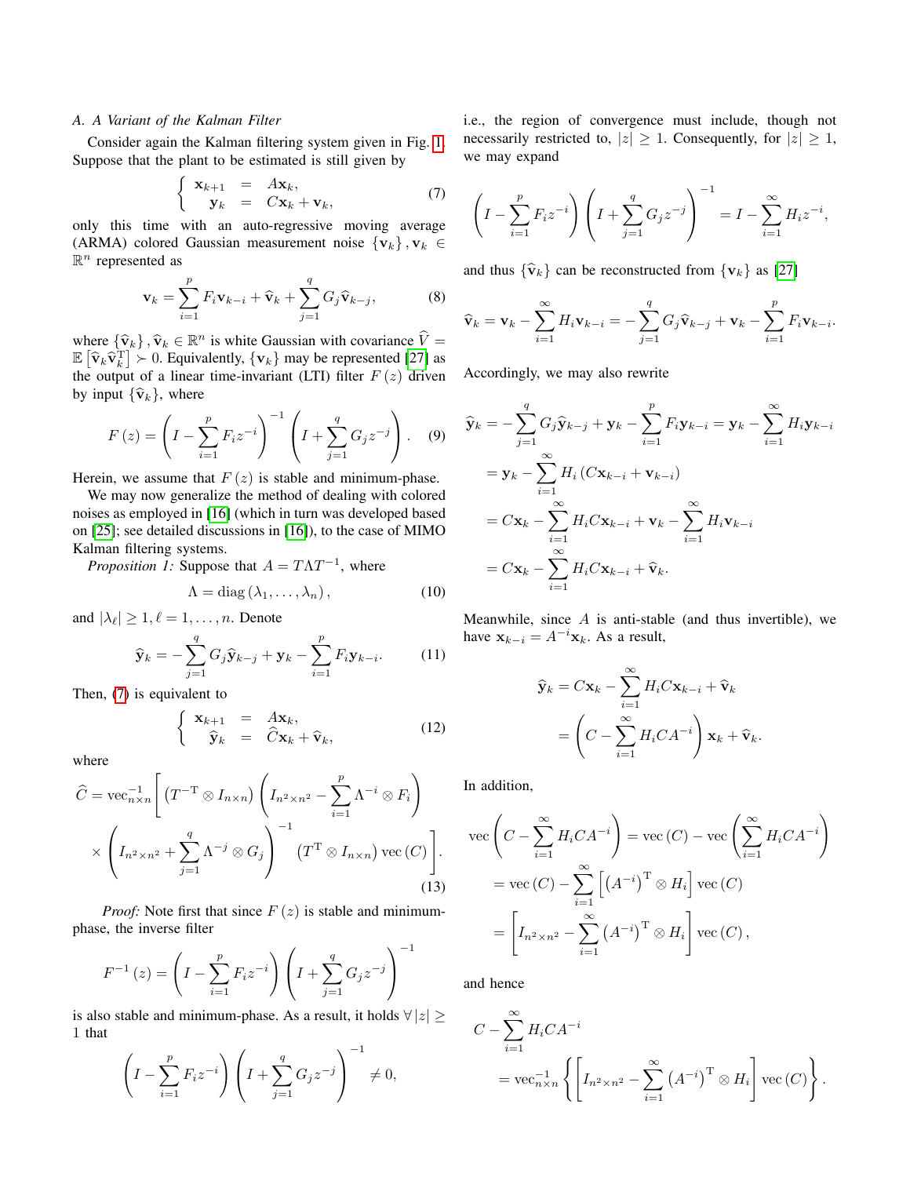### A. A Variant of the Kalman Filter

Consider again the Kalman filtering system given in Fig. 1. Suppose that the plant to be estimated is still given by

$$\left\{ \begin{array}{rcl} \mathbf{x}_{k+1} & = & A\mathbf{x}_k, \\ \mathbf{y}_k & = & C\mathbf{x}_k + \mathbf{v}_k, \end{array} \right. \tag{7}$$

only this time with an auto-regressive moving average (ARMA) colored Gaussian measurement noise $\{\mathbf{v}_k\}, \mathbf{v}_k \in \mathbb{R}^n$ represented as

$$\mathbf{v}_k = \sum_{i=1}^{p} F_i \mathbf{v}_{k-i} + \widehat{\mathbf{v}}_k + \sum_{j=1}^{q} G_j \widehat{\mathbf{v}}_{k-j}, \tag{8}$$

where $\{\widehat{\mathbf{v}}_k\}, \widehat{\mathbf{v}}_k \in \mathbb{R}^n$ is white Gaussian with covariance $\widehat{V} = \mathbb{E}\left[\widehat{\mathbf{v}}_k \widehat{\mathbf{v}}_k^{\mathrm{T}}\right] \succ 0$. Equivalently, $\{\mathbf{v}_k\}$ may be represented [27] as the output of a linear time-invariant (LTI) filter $F(z)$ driven by input $\{\widehat{\mathbf{v}}_k\}$, where

$$F(z) = \left( I - \sum_{i=1}^{p} F_i z^{-i} \right)^{-1} \left( I + \sum_{j=1}^{q} G_j z^{-j} \right). \tag{9}$$

Herein, we assume that $F(z)$ is stable and minimum-phase.

We may now generalize the method of dealing with colored noises as employed in [16] (which in turn was developed based on [25]; see detailed discussions in [16]), to the case of MIMO Kalman filtering systems.

*Proposition 1:* Suppose that $A = T \Lambda T^{-1}$, where

$$\Lambda = \mathrm{diag}\left(\lambda_1, \ldots, \lambda_n\right), \tag{10}$$

and $|\lambda_\ell| \geq 1, \ell = 1, \ldots, n$. Denote

$$\widehat{\mathbf{y}}_k = -\sum_{j=1}^{q} G_j \widehat{\mathbf{y}}_{k-j} + \mathbf{y}_k - \sum_{i=1}^{p} F_i \mathbf{y}_{k-i}. \tag{11}$$

Then, (7) is equivalent to

$$\left\{ \begin{array}{rcl} \mathbf{x}_{k+1} & = & A\mathbf{x}_k, \\ \widehat{\mathbf{y}}_k & = & \widehat{C}\mathbf{x}_k + \widehat{\mathbf{v}}_k, \end{array} \right. \tag{12}$$

where

$$\widehat{C} = \mathrm{vec}_{n \times n}^{-1} \left[ \left( T^{-\mathrm{T}} \otimes I_{n \times n} \right) \left( I_{n^2 \times n^2} - \sum_{i=1}^{p} \Lambda^{-i} \otimes F_i \right) \times \left( I_{n^2 \times n^2} + \sum_{j=1}^{q} \Lambda^{-j} \otimes G_j \right)^{-1} \left( T^{\mathrm{T}} \otimes I_{n \times n} \right) \mathrm{vec}\left(C\right) \right]. \tag{13}$$

*Proof:* Note first that since $F(z)$ is stable and minimum-phase, the inverse filter

$$F^{-1}(z) = \left( I - \sum_{i=1}^{p} F_i z^{-i} \right) \left( I + \sum_{j=1}^{q} G_j z^{-j} \right)^{-1}$$

is also stable and minimum-phase. As a result, it holds $\forall |z| \geq 1$ that

$$\left( I - \sum_{i=1}^{p} F_i z^{-i} \right) \left( I + \sum_{j=1}^{q} G_j z^{-j} \right)^{-1} \neq 0,$$

i.e., the region of convergence must include, though not necessarily restricted to, $|z| \geq 1$. Consequently, for $|z| \geq 1$, we may expand

$$\left( I - \sum_{i=1}^{p} F_i z^{-i} \right) \left( I + \sum_{j=1}^{q} G_j z^{-j} \right)^{-1} = I - \sum_{i=1}^{\infty} H_i z^{-i},$$

and thus $\{\widehat{\mathbf{v}}_k\}$ can be reconstructed from $\{\mathbf{v}_k\}$ as [27]

$$\widehat{\mathbf{v}}_k = \mathbf{v}_k - \sum_{i=1}^{\infty} H_i \mathbf{v}_{k-i} = -\sum_{j=1}^{q} G_j \widehat{\mathbf{v}}_{k-j} + \mathbf{v}_k - \sum_{i=1}^{p} F_i \mathbf{v}_{k-i}.$$

Accordingly, we may also rewrite

$$\begin{aligned} \widehat{\mathbf{y}}_k &= -\sum_{j=1}^{q} G_j \widehat{\mathbf{y}}_{k-j} + \mathbf{y}_k - \sum_{i=1}^{p} F_i \mathbf{y}_{k-i} = \mathbf{y}_k - \sum_{i=1}^{\infty} H_i \mathbf{y}_{k-i} \\ &= \mathbf{y}_k - \sum_{i=1}^{\infty} H_i \left( C\mathbf{x}_{k-i} + \mathbf{v}_{k-i} \right) \\ &= C\mathbf{x}_k - \sum_{i=1}^{\infty} H_i C \mathbf{x}_{k-i} + \mathbf{v}_k - \sum_{i=1}^{\infty} H_i \mathbf{v}_{k-i} \\ &= C\mathbf{x}_k - \sum_{i=1}^{\infty} H_i C \mathbf{x}_{k-i} + \widehat{\mathbf{v}}_k. \end{aligned}$$

Meanwhile, since $A$ is anti-stable (and thus invertible), we have $\mathbf{x}_{k-i} = A^{-i}\mathbf{x}_k$. As a result,

$$\begin{aligned} \widehat{\mathbf{y}}_k &= C\mathbf{x}_k - \sum_{i=1}^{\infty} H_i C \mathbf{x}_{k-i} + \widehat{\mathbf{v}}_k \\ &= \left( C - \sum_{i=1}^{\infty} H_i C A^{-i} \right) \mathbf{x}_k + \widehat{\mathbf{v}}_k. \end{aligned}$$

In addition,

$$\begin{aligned} \mathrm{vec}\left( C - \sum_{i=1}^{\infty} H_i C A^{-i} \right) &= \mathrm{vec}\left(C\right) - \mathrm{vec}\left( \sum_{i=1}^{\infty} H_i C A^{-i} \right) \\ &= \mathrm{vec}\left(C\right) - \sum_{i=1}^{\infty} \left[ \left(A^{-i}\right)^{\mathrm{T}} \otimes H_i \right] \mathrm{vec}\left(C\right) \\ &= \left[ I_{n^2 \times n^2} - \sum_{i=1}^{\infty} \left(A^{-i}\right)^{\mathrm{T}} \otimes H_i \right] \mathrm{vec}\left(C\right), \end{aligned}$$

and hence

$$\begin{aligned} & C - \sum_{i=1}^{\infty} H_i C A^{-i} \\ &= \mathrm{vec}_{n \times n}^{-1} \left\{ \left[ I_{n^2 \times n^2} - \sum_{i=1}^{\infty} \left(A^{-i}\right)^{\mathrm{T}} \otimes H_i \right] \mathrm{vec}\left(C\right) \right\}. \end{aligned}$$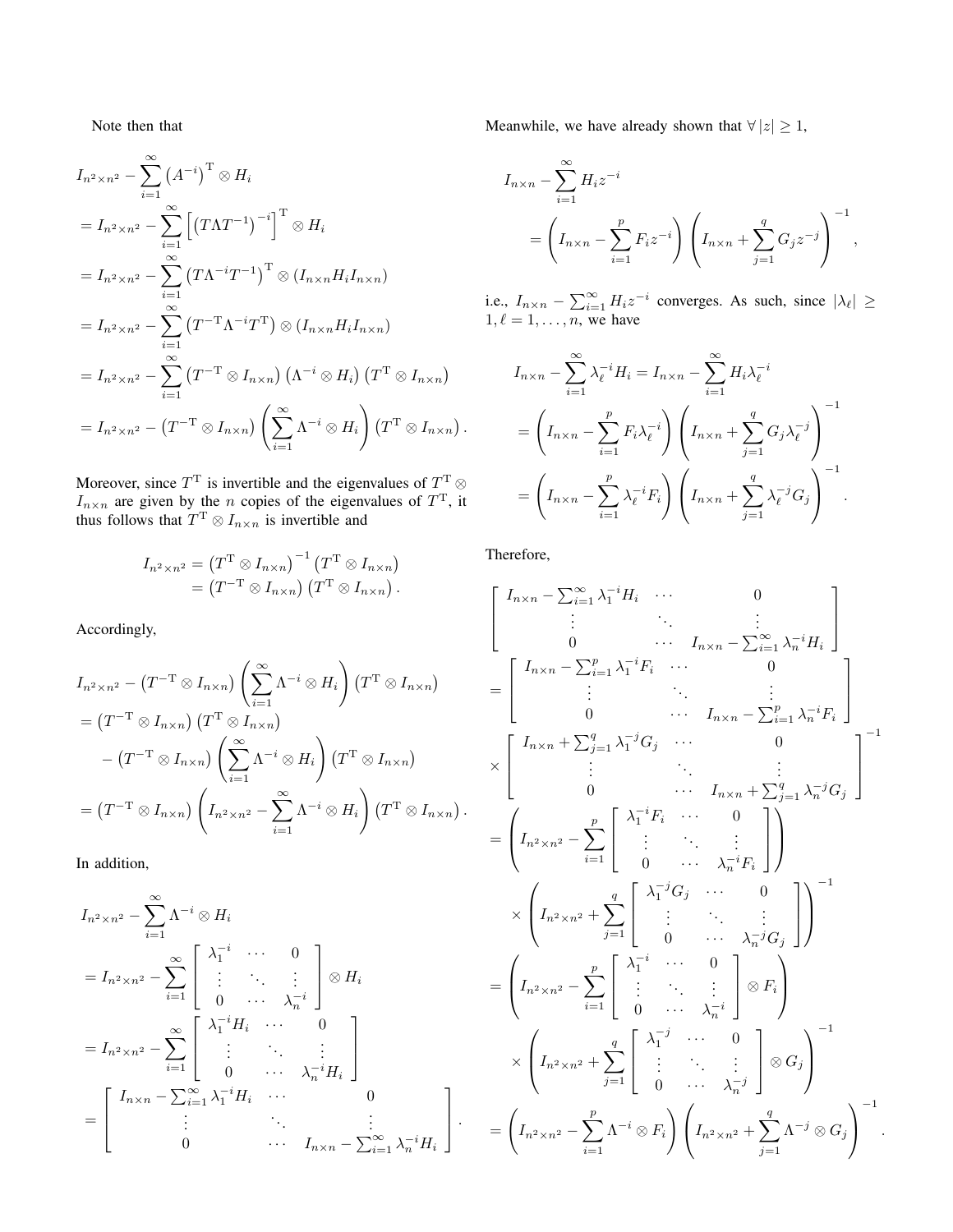Note then that

$$
\begin{aligned}
& I_{n^2\times n^2} - \sum_{i=1}^{\infty} \left(A^{-i}\right)^{\mathrm{T}} \otimes H_i \\
&= I_{n^2\times n^2} - \sum_{i=1}^{\infty} \left[\left(T\Lambda T^{-1}\right)^{-i}\right]^{\mathrm{T}} \otimes H_i \\
&= I_{n^2\times n^2} - \sum_{i=1}^{\infty} \left(T\Lambda^{-i}T^{-1}\right)^{\mathrm{T}} \otimes \left(I_{n\times n} H_i I_{n\times n}\right) \\
&= I_{n^2\times n^2} - \sum_{i=1}^{\infty} \left(T^{-\mathrm{T}}\Lambda^{-i}T^{\mathrm{T}}\right) \otimes \left(I_{n\times n} H_i I_{n\times n}\right) \\
&= I_{n^2\times n^2} - \sum_{i=1}^{\infty} \left(T^{-\mathrm{T}} \otimes I_{n\times n}\right)\left(\Lambda^{-i} \otimes H_i\right)\left(T^{\mathrm{T}} \otimes I_{n\times n}\right) \\
&= I_{n^2\times n^2} - \left(T^{-\mathrm{T}} \otimes I_{n\times n}\right)\left(\sum_{i=1}^{\infty} \Lambda^{-i} \otimes H_i\right)\left(T^{\mathrm{T}} \otimes I_{n\times n}\right).
\end{aligned}
$$

Moreover, since $T^{\mathrm{T}}$ is invertible and the eigenvalues of $T^{\mathrm{T}} \otimes I_{n\times n}$ are given by the $n$ copies of the eigenvalues of $T^{\mathrm{T}}$, it thus follows that $T^{\mathrm{T}} \otimes I_{n\times n}$ is invertible and

$$
\begin{aligned}
I_{n^2\times n^2} &= \left(T^{\mathrm{T}} \otimes I_{n\times n}\right)^{-1}\left(T^{\mathrm{T}} \otimes I_{n\times n}\right) \\
&= \left(T^{-\mathrm{T}} \otimes I_{n\times n}\right)\left(T^{\mathrm{T}} \otimes I_{n\times n}\right).
\end{aligned}
$$

Accordingly,

$$
\begin{aligned}
& I_{n^2\times n^2} - \left(T^{-\mathrm{T}} \otimes I_{n\times n}\right)\left(\sum_{i=1}^{\infty} \Lambda^{-i} \otimes H_i\right)\left(T^{\mathrm{T}} \otimes I_{n\times n}\right) \\
&= \left(T^{-\mathrm{T}} \otimes I_{n\times n}\right)\left(T^{\mathrm{T}} \otimes I_{n\times n}\right) \\
&\quad - \left(T^{-\mathrm{T}} \otimes I_{n\times n}\right)\left(\sum_{i=1}^{\infty} \Lambda^{-i} \otimes H_i\right)\left(T^{\mathrm{T}} \otimes I_{n\times n}\right) \\
&= \left(T^{-\mathrm{T}} \otimes I_{n\times n}\right)\left(I_{n^2\times n^2} - \sum_{i=1}^{\infty} \Lambda^{-i} \otimes H_i\right)\left(T^{\mathrm{T}} \otimes I_{n\times n}\right).
\end{aligned}
$$

In addition,

$$
\begin{aligned}
& I_{n^2\times n^2} - \sum_{i=1}^{\infty} \Lambda^{-i} \otimes H_i \\
&= I_{n^2\times n^2} - \sum_{i=1}^{\infty} \begin{bmatrix} \lambda_1^{-i} & \cdots & 0 \\ \vdots & \ddots & \vdots \\ 0 & \cdots & \lambda_n^{-i} \end{bmatrix} \otimes H_i \\
&= I_{n^2\times n^2} - \sum_{i=1}^{\infty} \begin{bmatrix} \lambda_1^{-i} H_i & \cdots & 0 \\ \vdots & \ddots & \vdots \\ 0 & \cdots & \lambda_n^{-i} H_i \end{bmatrix} \\
&= \begin{bmatrix} I_{n\times n} - \sum_{i=1}^{\infty} \lambda_1^{-i} H_i & \cdots & 0 \\ \vdots & \ddots & \vdots \\ 0 & \cdots & I_{n\times n} - \sum_{i=1}^{\infty} \lambda_n^{-i} H_i \end{bmatrix}.
\end{aligned}
$$

Meanwhile, we have already shown that $\forall\, |z| \geq 1$,

$$
\begin{aligned}
& I_{n\times n} - \sum_{i=1}^{\infty} H_i z^{-i} \\
&\quad = \left(I_{n\times n} - \sum_{i=1}^{p} F_i z^{-i}\right)\left(I_{n\times n} + \sum_{j=1}^{q} G_j z^{-j}\right)^{-1},
\end{aligned}
$$

i.e., $I_{n\times n} - \sum_{i=1}^{\infty} H_i z^{-i}$ converges. As such, since $|\lambda_\ell| \geq 1, \ell = 1, \ldots, n$, we have

$$
\begin{aligned}
& I_{n\times n} - \sum_{i=1}^{\infty} \lambda_\ell^{-i} H_i = I_{n\times n} - \sum_{i=1}^{\infty} H_i \lambda_\ell^{-i} \\
&= \left(I_{n\times n} - \sum_{i=1}^{p} F_i \lambda_\ell^{-i}\right)\left(I_{n\times n} + \sum_{j=1}^{q} G_j \lambda_\ell^{-j}\right)^{-1} \\
&= \left(I_{n\times n} - \sum_{i=1}^{p} \lambda_\ell^{-i} F_i\right)\left(I_{n\times n} + \sum_{j=1}^{q} \lambda_\ell^{-j} G_j\right)^{-1}.
\end{aligned}
$$

Therefore,

$$
\begin{aligned}
& \begin{bmatrix} I_{n\times n} - \sum_{i=1}^{\infty} \lambda_1^{-i} H_i & \cdots & 0 \\ \vdots & \ddots & \vdots \\ 0 & \cdots & I_{n\times n} - \sum_{i=1}^{\infty} \lambda_n^{-i} H_i \end{bmatrix} \\
&= \begin{bmatrix} I_{n\times n} - \sum_{i=1}^{p} \lambda_1^{-i} F_i & \cdots & 0 \\ \vdots & \ddots & \vdots \\ 0 & \cdots & I_{n\times n} - \sum_{i=1}^{p} \lambda_n^{-i} F_i \end{bmatrix} \\
&\times \begin{bmatrix} I_{n\times n} + \sum_{j=1}^{q} \lambda_1^{-j} G_j & \cdots & 0 \\ \vdots & \ddots & \vdots \\ 0 & \cdots & I_{n\times n} + \sum_{j=1}^{q} \lambda_n^{-j} G_j \end{bmatrix}^{-1} \\
&= \left(I_{n^2\times n^2} - \sum_{i=1}^{p} \begin{bmatrix} \lambda_1^{-i} F_i & \cdots & 0 \\ \vdots & \ddots & \vdots \\ 0 & \cdots & \lambda_n^{-i} F_i \end{bmatrix}\right) \\
&\quad \times \left(I_{n^2\times n^2} + \sum_{j=1}^{q} \begin{bmatrix} \lambda_1^{-j} G_j & \cdots & 0 \\ \vdots & \ddots & \vdots \\ 0 & \cdots & \lambda_n^{-j} G_j \end{bmatrix}\right)^{-1} \\
&= \left(I_{n^2\times n^2} - \sum_{i=1}^{p} \begin{bmatrix} \lambda_1^{-i} & \cdots & 0 \\ \vdots & \ddots & \vdots \\ 0 & \cdots & \lambda_n^{-i} \end{bmatrix} \otimes F_i\right) \\
&\quad \times \left(I_{n^2\times n^2} + \sum_{j=1}^{q} \begin{bmatrix} \lambda_1^{-j} & \cdots & 0 \\ \vdots & \ddots & \vdots \\ 0 & \cdots & \lambda_n^{-j} \end{bmatrix} \otimes G_j\right)^{-1} \\
&= \left(I_{n^2\times n^2} - \sum_{i=1}^{p} \Lambda^{-i} \otimes F_i\right)\left(I_{n^2\times n^2} + \sum_{j=1}^{q} \Lambda^{-j} \otimes G_j\right)^{-1}.
\end{aligned}
$$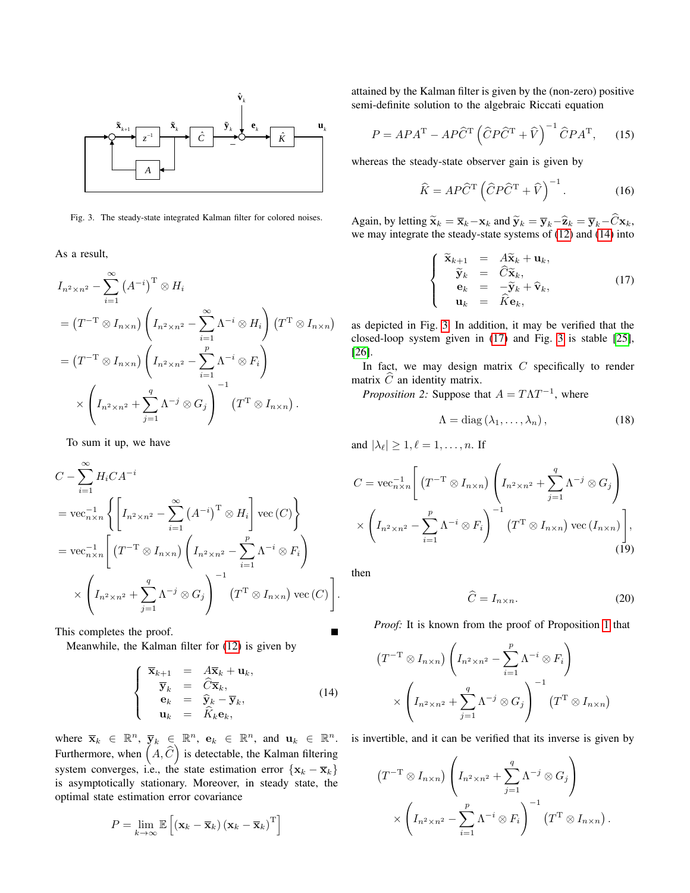Fig. 3. The steady-state integrated Kalman filter for colored noises.

As a result,

$$
\begin{aligned}
& I_{n^2\times n^2}-\sum_{i=1}^{\infty}\left(A^{-i}\right)^{\mathrm{T}}\otimes H_i \\
&= \left(T^{-\mathrm{T}}\otimes I_{n\times n}\right)\left(I_{n^2\times n^2}-\sum_{i=1}^{\infty}\Lambda^{-i}\otimes H_i\right)\left(T^{\mathrm{T}}\otimes I_{n\times n}\right) \\
&= \left(T^{-\mathrm{T}}\otimes I_{n\times n}\right)\left(I_{n^2\times n^2}-\sum_{i=1}^{p}\Lambda^{-i}\otimes F_i\right) \\
&\quad \times \left(I_{n^2\times n^2}+\sum_{j=1}^{q}\Lambda^{-j}\otimes G_j\right)^{-1}\left(T^{\mathrm{T}}\otimes I_{n\times n}\right).
\end{aligned}
$$

To sum it up, we have

$$
\begin{aligned}
& C-\sum_{i=1}^{\infty}H_iCA^{-i} \\
&= \mathrm{vec}_{n\times n}^{-1}\left\{\left[I_{n^2\times n^2}-\sum_{i=1}^{\infty}\left(A^{-i}\right)^{\mathrm{T}}\otimes H_i\right]\mathrm{vec}\left(C\right)\right\} \\
&= \mathrm{vec}_{n\times n}^{-1}\left[\left(T^{-\mathrm{T}}\otimes I_{n\times n}\right)\left(I_{n^2\times n^2}-\sum_{i=1}^{p}\Lambda^{-i}\otimes F_i\right)\right. \\
&\quad \left.\times\left(I_{n^2\times n^2}+\sum_{j=1}^{q}\Lambda^{-j}\otimes G_j\right)^{-1}\left(T^{\mathrm{T}}\otimes I_{n\times n}\right)\mathrm{vec}\left(C\right)\right].
\end{aligned}
$$

This completes the proof. ∎

Meanwhile, the Kalman filter for (12) is given by

$$
\left\{
\begin{array}{rcl}
\overline{\mathbf{x}}_{k+1} &=& A\overline{\mathbf{x}}_k+\mathbf{u}_k, \\
\overline{\mathbf{y}}_k &=& \widehat{C}\overline{\mathbf{x}}_k, \\
\mathbf{e}_k &=& \widehat{\mathbf{y}}_k-\overline{\mathbf{y}}_k, \\
\mathbf{u}_k &=& \widehat{K}_k\mathbf{e}_k,
\end{array}
\right. \tag{14}
$$

where $\overline{\mathbf{x}}_k\in\mathbb{R}^n$, $\overline{\mathbf{y}}_k\in\mathbb{R}^n$, $\mathbf{e}_k\in\mathbb{R}^n$, and $\mathbf{u}_k\in\mathbb{R}^n$. Furthermore, when $\left(A,\widehat{C}\right)$ is detectable, the Kalman filtering system converges, i.e., the state estimation error $\{\mathbf{x}_k-\overline{\mathbf{x}}_k\}$ is asymptotically stationary. Moreover, in steady state, the optimal state estimation error covariance

$$
P=\lim_{k\to\infty}\mathbb{E}\left[\left(\mathbf{x}_k-\overline{\mathbf{x}}_k\right)\left(\mathbf{x}_k-\overline{\mathbf{x}}_k\right)^{\mathrm{T}}\right]
$$

attained by the Kalman filter is given by the (non-zero) positive semi-definite solution to the algebraic Riccati equation

$$
P=APA^{\mathrm{T}}-AP\widehat{C}^{\mathrm{T}}\left(\widehat{C}P\widehat{C}^{\mathrm{T}}+\widehat{V}\right)^{-1}\widehat{C}PA^{\mathrm{T}}, \tag{15}
$$

whereas the steady-state observer gain is given by

$$
\widehat{K}=AP\widehat{C}^{\mathrm{T}}\left(\widehat{C}P\widehat{C}^{\mathrm{T}}+\widehat{V}\right)^{-1}. \tag{16}
$$

Again, by letting $\widetilde{\mathbf{x}}_k=\overline{\mathbf{x}}_k-\mathbf{x}_k$ and $\widetilde{\mathbf{y}}_k=\overline{\mathbf{y}}_k-\widehat{\mathbf{z}}_k=\overline{\mathbf{y}}_k-\widehat{C}\mathbf{x}_k$, we may integrate the steady-state systems of (12) and (14) into

$$
\left\{
\begin{array}{rcl}
\widetilde{\mathbf{x}}_{k+1} &=& A\widetilde{\mathbf{x}}_k+\mathbf{u}_k, \\
\widetilde{\mathbf{y}}_k &=& \widehat{C}\widetilde{\mathbf{x}}_k, \\
\mathbf{e}_k &=& -\widetilde{\mathbf{y}}_k+\widehat{\mathbf{v}}_k, \\
\mathbf{u}_k &=& \widehat{K}\mathbf{e}_k,
\end{array}
\right. \tag{17}
$$

as depicted in Fig. 3. In addition, it may be verified that the closed-loop system given in (17) and Fig. 3 is stable [25], [26].

In fact, we may design matrix $C$ specifically to render matrix $\widehat{C}$ an identity matrix.

*Proposition 2:* Suppose that $A=T\Lambda T^{-1}$, where

$$
\Lambda=\mathrm{diag}\left(\lambda_1,\ldots,\lambda_n\right), \tag{18}
$$

and $|\lambda_\ell|\geq 1, \ell=1,\ldots,n$. If

$$
\begin{aligned}
C &= \mathrm{vec}_{n\times n}^{-1}\left[\left(T^{-\mathrm{T}}\otimes I_{n\times n}\right)\left(I_{n^2\times n^2}+\sum_{j=1}^{q}\Lambda^{-j}\otimes G_j\right)\right. \\
&\quad \left.\times\left(I_{n^2\times n^2}-\sum_{i=1}^{p}\Lambda^{-i}\otimes F_i\right)^{-1}\left(T^{\mathrm{T}}\otimes I_{n\times n}\right)\mathrm{vec}\left(I_{n\times n}\right)\right],
\end{aligned} \tag{19}
$$

then

$$
\widehat{C}=I_{n\times n}. \tag{20}
$$

*Proof:* It is known from the proof of Proposition 1 that

$$
\begin{aligned}
& \left(T^{-\mathrm{T}}\otimes I_{n\times n}\right)\left(I_{n^2\times n^2}-\sum_{i=1}^{p}\Lambda^{-i}\otimes F_i\right) \\
&\quad \times\left(I_{n^2\times n^2}+\sum_{j=1}^{q}\Lambda^{-j}\otimes G_j\right)^{-1}\left(T^{\mathrm{T}}\otimes I_{n\times n}\right)
\end{aligned}
$$

is invertible, and it can be verified that its inverse is given by

$$
\begin{aligned}
& \left(T^{-\mathrm{T}}\otimes I_{n\times n}\right)\left(I_{n^2\times n^2}+\sum_{j=1}^{q}\Lambda^{-j}\otimes G_j\right) \\
&\quad \times\left(I_{n^2\times n^2}-\sum_{i=1}^{p}\Lambda^{-i}\otimes F_i\right)^{-1}\left(T^{\mathrm{T}}\otimes I_{n\times n}\right).
\end{aligned}
$$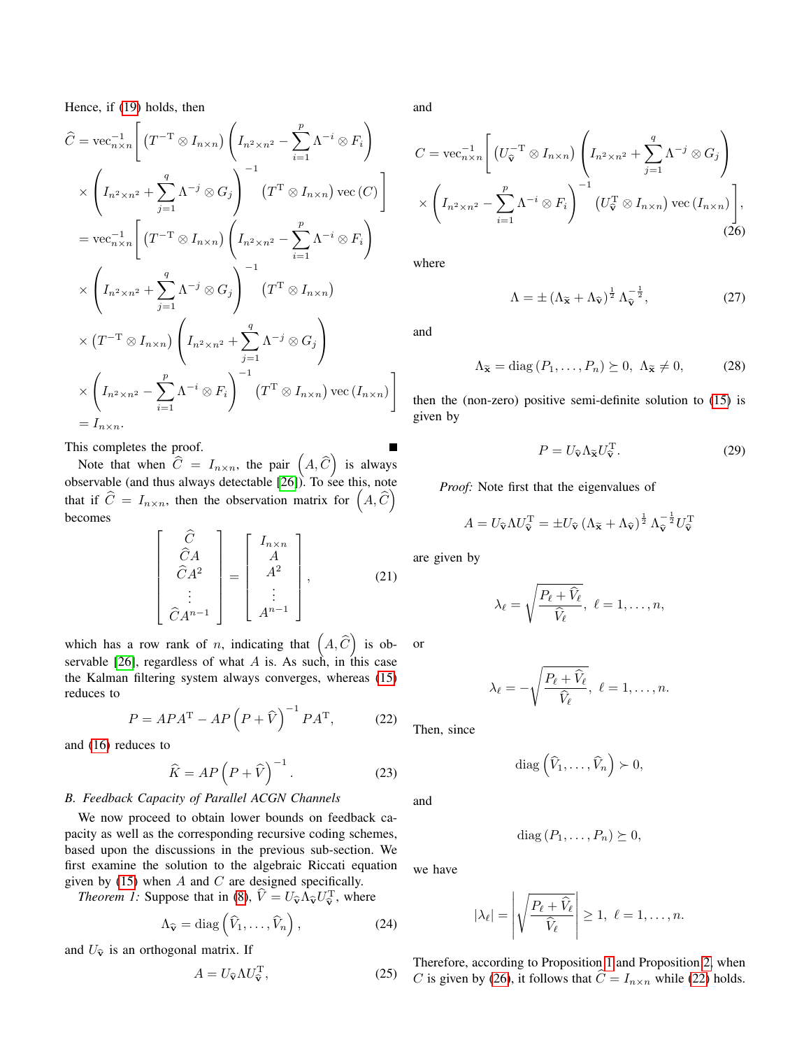Hence, if (19) holds, then

$$
\begin{aligned}
\widehat{C} &= \mathrm{vec}_{n\times n}^{-1}\Bigg[\left(T^{-\mathrm{T}}\otimes I_{n\times n}\right)\left(I_{n^2\times n^2}-\sum_{i=1}^{p}\Lambda^{-i}\otimes F_i\right) \\
&\times\left(I_{n^2\times n^2}+\sum_{j=1}^{q}\Lambda^{-j}\otimes G_j\right)^{-1}\left(T^{\mathrm{T}}\otimes I_{n\times n}\right)\mathrm{vec}\left(C\right)\Bigg] \\
&= \mathrm{vec}_{n\times n}^{-1}\Bigg[\left(T^{-\mathrm{T}}\otimes I_{n\times n}\right)\left(I_{n^2\times n^2}-\sum_{i=1}^{p}\Lambda^{-i}\otimes F_i\right) \\
&\times\left(I_{n^2\times n^2}+\sum_{j=1}^{q}\Lambda^{-j}\otimes G_j\right)^{-1}\left(T^{\mathrm{T}}\otimes I_{n\times n}\right) \\
&\times\left(T^{-\mathrm{T}}\otimes I_{n\times n}\right)\left(I_{n^2\times n^2}+\sum_{j=1}^{q}\Lambda^{-j}\otimes G_j\right) \\
&\times\left(I_{n^2\times n^2}-\sum_{i=1}^{p}\Lambda^{-i}\otimes F_i\right)^{-1}\left(T^{\mathrm{T}}\otimes I_{n\times n}\right)\mathrm{vec}\left(I_{n\times n}\right)\Bigg] \\
&= I_{n\times n}.
\end{aligned}
$$

This completes the proof. ∎

Note that when $\widehat{C} = I_{n\times n}$, the pair $\left(A, \widehat{C}\right)$ is always observable (and thus always detectable [26]). To see this, note that if $\widehat{C} = I_{n\times n}$, then the observation matrix for $\left(A, \widehat{C}\right)$ becomes

$$
\begin{bmatrix} \widehat{C} \\ \widehat{C}A \\ \widehat{C}A^2 \\ \vdots \\ \widehat{C}A^{n-1} \end{bmatrix} = \begin{bmatrix} I_{n\times n} \\ A \\ A^2 \\ \vdots \\ A^{n-1} \end{bmatrix}, \tag{21}
$$

which has a row rank of $n$, indicating that $\left(A, \widehat{C}\right)$ is observable [26], regardless of what $A$ is. As such, in this case the Kalman filtering system always converges, whereas (15) reduces to

$$
P = APA^{\mathrm{T}} - AP\left(P+\widehat{V}\right)^{-1}PA^{\mathrm{T}}, \tag{22}
$$

and (16) reduces to

$$
\widehat{K} = AP\left(P+\widehat{V}\right)^{-1}. \tag{23}
$$

### B. Feedback Capacity of Parallel ACGN Channels

We now proceed to obtain lower bounds on feedback capacity as well as the corresponding recursive coding schemes, based upon the discussions in the previous sub-section. We first examine the solution to the algebraic Riccati equation given by (15) when $A$ and $C$ are designed specifically.

*Theorem 1:* Suppose that in (8), $\widehat{V} = U_{\widehat{\mathbf{v}}}\Lambda_{\widehat{\mathbf{v}}}U_{\widehat{\mathbf{v}}}^{\mathrm{T}}$, where

$$
\Lambda_{\widehat{\mathbf{v}}} = \mathrm{diag}\left(\widehat{V}_1, \ldots, \widehat{V}_n\right), \tag{24}
$$

and $U_{\widehat{\mathbf{v}}}$ is an orthogonal matrix. If

$$
A = U_{\widehat{\mathbf{v}}}\Lambda U_{\widehat{\mathbf{v}}}^{\mathrm{T}}, \tag{25}
$$

and

$$
\begin{aligned}
C &= \mathrm{vec}_{n\times n}^{-1}\Bigg[\left(U_{\widehat{\mathbf{v}}}^{-\mathrm{T}}\otimes I_{n\times n}\right)\left(I_{n^2\times n^2}+\sum_{j=1}^{q}\Lambda^{-j}\otimes G_j\right) \\
&\times\left(I_{n^2\times n^2}-\sum_{i=1}^{p}\Lambda^{-i}\otimes F_i\right)^{-1}\left(U_{\widehat{\mathbf{v}}}^{\mathrm{T}}\otimes I_{n\times n}\right)\mathrm{vec}\left(I_{n\times n}\right)\Bigg],
\end{aligned} \tag{26}
$$

where

$$
\Lambda = \pm\left(\Lambda_{\widetilde{\mathbf{x}}}+\Lambda_{\widehat{\mathbf{v}}}\right)^{\frac{1}{2}}\Lambda_{\widehat{\mathbf{v}}}^{-\frac{1}{2}}, \tag{27}
$$

and

$$
\Lambda_{\widetilde{\mathbf{x}}} = \mathrm{diag}\left(P_1, \ldots, P_n\right) \succeq 0,\ \Lambda_{\widetilde{\mathbf{x}}} \neq 0, \tag{28}
$$

then the (non-zero) positive semi-definite solution to (15) is given by

$$
P = U_{\widehat{\mathbf{v}}}\Lambda_{\widetilde{\mathbf{x}}}U_{\widehat{\mathbf{v}}}^{\mathrm{T}}. \tag{29}
$$

*Proof:* Note first that the eigenvalues of

$$
A = U_{\widehat{\mathbf{v}}}\Lambda U_{\widehat{\mathbf{v}}}^{\mathrm{T}} = \pm U_{\widehat{\mathbf{v}}}\left(\Lambda_{\widetilde{\mathbf{x}}}+\Lambda_{\widehat{\mathbf{v}}}\right)^{\frac{1}{2}}\Lambda_{\widehat{\mathbf{v}}}^{-\frac{1}{2}}U_{\widehat{\mathbf{v}}}^{\mathrm{T}}
$$

are given by

$$
\lambda_\ell = \sqrt{\frac{P_\ell+\widehat{V}_\ell}{\widehat{V}_\ell}},\ \ell = 1, \ldots, n,
$$

or

$$
\lambda_\ell = -\sqrt{\frac{P_\ell+\widehat{V}_\ell}{\widehat{V}_\ell}},\ \ell = 1, \ldots, n.
$$

Then, since

$$
\mathrm{diag}\left(\widehat{V}_1, \ldots, \widehat{V}_n\right) \succ 0,
$$

and

$$
\mathrm{diag}\left(P_1, \ldots, P_n\right) \succeq 0,
$$

we have

$$
\left|\lambda_\ell\right| = \left|\sqrt{\frac{P_\ell+\widehat{V}_\ell}{\widehat{V}_\ell}}\right| \geq 1,\ \ell = 1, \ldots, n.
$$

Therefore, according to Proposition 1 and Proposition 2, when $C$ is given by (26), it follows that $\widehat{C} = I_{n\times n}$ while (22) holds.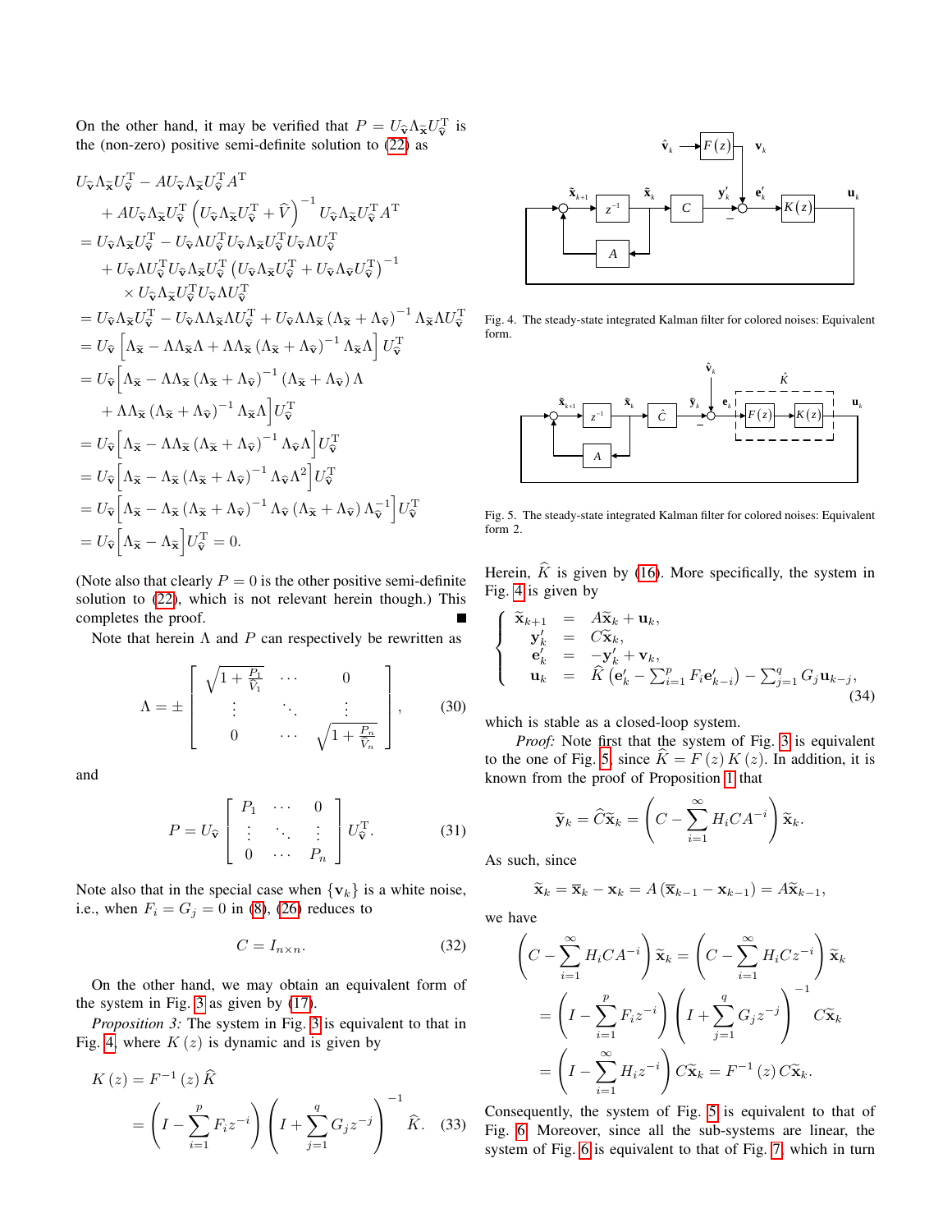On the other hand, it may be verified that $P = U_{\hat{\mathbf{v}}} \Lambda_{\tilde{\mathbf{x}}} U_{\hat{\mathbf{v}}}^{\mathrm{T}}$ is the (non-zero) positive semi-definite solution to (22) as

$$
\begin{aligned}
& U_{\hat{\mathbf{v}}} \Lambda_{\tilde{\mathbf{x}}} U_{\hat{\mathbf{v}}}^{\mathrm{T}} - A U_{\hat{\mathbf{v}}} \Lambda_{\tilde{\mathbf{x}}} U_{\hat{\mathbf{v}}}^{\mathrm{T}} A^{\mathrm{T}} \\
& \quad + A U_{\hat{\mathbf{v}}} \Lambda_{\tilde{\mathbf{x}}} U_{\hat{\mathbf{v}}}^{\mathrm{T}} \left( U_{\hat{\mathbf{v}}} \Lambda_{\tilde{\mathbf{x}}} U_{\hat{\mathbf{v}}}^{\mathrm{T}} + \widehat{V} \right)^{-1} U_{\hat{\mathbf{v}}} \Lambda_{\tilde{\mathbf{x}}} U_{\hat{\mathbf{v}}}^{\mathrm{T}} A^{\mathrm{T}} \\
& = U_{\hat{\mathbf{v}}} \Lambda_{\tilde{\mathbf{x}}} U_{\hat{\mathbf{v}}}^{\mathrm{T}} - U_{\hat{\mathbf{v}}} \Lambda U_{\hat{\mathbf{v}}}^{\mathrm{T}} U_{\hat{\mathbf{v}}} \Lambda_{\tilde{\mathbf{x}}} U_{\hat{\mathbf{v}}}^{\mathrm{T}} U_{\hat{\mathbf{v}}} \Lambda U_{\hat{\mathbf{v}}}^{\mathrm{T}} \\
& \quad + U_{\hat{\mathbf{v}}} \Lambda U_{\hat{\mathbf{v}}}^{\mathrm{T}} U_{\hat{\mathbf{v}}} \Lambda_{\tilde{\mathbf{x}}} U_{\hat{\mathbf{v}}}^{\mathrm{T}} \left( U_{\hat{\mathbf{v}}} \Lambda_{\tilde{\mathbf{x}}} U_{\hat{\mathbf{v}}}^{\mathrm{T}} + U_{\hat{\mathbf{v}}} \Lambda_{\hat{\mathbf{v}}} U_{\hat{\mathbf{v}}}^{\mathrm{T}} \right)^{-1} \\
& \qquad \times U_{\hat{\mathbf{v}}} \Lambda_{\tilde{\mathbf{x}}} U_{\hat{\mathbf{v}}}^{\mathrm{T}} U_{\hat{\mathbf{v}}} \Lambda U_{\hat{\mathbf{v}}}^{\mathrm{T}} \\
& = U_{\hat{\mathbf{v}}} \Lambda_{\tilde{\mathbf{x}}} U_{\hat{\mathbf{v}}}^{\mathrm{T}} - U_{\hat{\mathbf{v}}} \Lambda \Lambda_{\tilde{\mathbf{x}}} \Lambda U_{\hat{\mathbf{v}}}^{\mathrm{T}} + U_{\hat{\mathbf{v}}} \Lambda \Lambda_{\tilde{\mathbf{x}}} \left( \Lambda_{\tilde{\mathbf{x}}} + \Lambda_{\hat{\mathbf{v}}} \right)^{-1} \Lambda_{\tilde{\mathbf{x}}} \Lambda U_{\hat{\mathbf{v}}}^{\mathrm{T}} \\
& = U_{\hat{\mathbf{v}}} \left[ \Lambda_{\tilde{\mathbf{x}}} - \Lambda \Lambda_{\tilde{\mathbf{x}}} \Lambda + \Lambda \Lambda_{\tilde{\mathbf{x}}} \left( \Lambda_{\tilde{\mathbf{x}}} + \Lambda_{\hat{\mathbf{v}}} \right)^{-1} \Lambda_{\tilde{\mathbf{x}}} \Lambda \right] U_{\hat{\mathbf{v}}}^{\mathrm{T}} \\
& = U_{\hat{\mathbf{v}}} \Big[ \Lambda_{\tilde{\mathbf{x}}} - \Lambda \Lambda_{\tilde{\mathbf{x}}} \left( \Lambda_{\tilde{\mathbf{x}}} + \Lambda_{\hat{\mathbf{v}}} \right)^{-1} \left( \Lambda_{\tilde{\mathbf{x}}} + \Lambda_{\hat{\mathbf{v}}} \right) \Lambda \\
& \quad + \Lambda \Lambda_{\tilde{\mathbf{x}}} \left( \Lambda_{\tilde{\mathbf{x}}} + \Lambda_{\hat{\mathbf{v}}} \right)^{-1} \Lambda_{\tilde{\mathbf{x}}} \Lambda \Big] U_{\hat{\mathbf{v}}}^{\mathrm{T}} \\
& = U_{\hat{\mathbf{v}}} \left[ \Lambda_{\tilde{\mathbf{x}}} - \Lambda \Lambda_{\tilde{\mathbf{x}}} \left( \Lambda_{\tilde{\mathbf{x}}} + \Lambda_{\hat{\mathbf{v}}} \right)^{-1} \Lambda_{\hat{\mathbf{v}}} \Lambda \right] U_{\hat{\mathbf{v}}}^{\mathrm{T}} \\
& = U_{\hat{\mathbf{v}}} \left[ \Lambda_{\tilde{\mathbf{x}}} - \Lambda_{\tilde{\mathbf{x}}} \left( \Lambda_{\tilde{\mathbf{x}}} + \Lambda_{\hat{\mathbf{v}}} \right)^{-1} \Lambda_{\hat{\mathbf{v}}} \Lambda^2 \right] U_{\hat{\mathbf{v}}}^{\mathrm{T}} \\
& = U_{\hat{\mathbf{v}}} \left[ \Lambda_{\tilde{\mathbf{x}}} - \Lambda_{\tilde{\mathbf{x}}} \left( \Lambda_{\tilde{\mathbf{x}}} + \Lambda_{\hat{\mathbf{v}}} \right)^{-1} \Lambda_{\hat{\mathbf{v}}} \left( \Lambda_{\tilde{\mathbf{x}}} + \Lambda_{\hat{\mathbf{v}}} \right) \Lambda_{\hat{\mathbf{v}}}^{-1} \right] U_{\hat{\mathbf{v}}}^{\mathrm{T}} \\
& = U_{\hat{\mathbf{v}}} \left[ \Lambda_{\tilde{\mathbf{x}}} - \Lambda_{\tilde{\mathbf{x}}} \right] U_{\hat{\mathbf{v}}}^{\mathrm{T}} = 0.
\end{aligned}
$$

(Note also that clearly $P = 0$ is the other positive semi-definite solution to (22), which is not relevant herein though.) This completes the proof. ∎

Note that herein $\Lambda$ and $P$ can respectively be rewritten as

$$
\Lambda = \pm \begin{bmatrix} \sqrt{1 + \frac{P_1}{V_1}} & \cdots & 0 \\ \vdots & \ddots & \vdots \\ 0 & \cdots & \sqrt{1 + \frac{P_n}{V_n}} \end{bmatrix}, \tag{30}
$$

and

$$
P = U_{\hat{\mathbf{v}}} \begin{bmatrix} P_1 & \cdots & 0 \\ \vdots & \ddots & \vdots \\ 0 & \cdots & P_n \end{bmatrix} U_{\hat{\mathbf{v}}}^{\mathrm{T}}. \tag{31}
$$

Note also that in the special case when $\{\mathbf{v}_k\}$ is a white noise, i.e., when $F_i = G_j = 0$ in (8), (26) reduces to

$$
C = I_{n \times n}. \tag{32}
$$

On the other hand, we may obtain an equivalent form of the system in Fig. 3 as given by (17).

*Proposition 3:* The system in Fig. 3 is equivalent to that in Fig. 4, where $K(z)$ is dynamic and is given by

$$
\begin{aligned}
K(z) &= F^{-1}(z) \widehat{K} \\
&= \left( I - \sum_{i=1}^{p} F_i z^{-i} \right) \left( I + \sum_{j=1}^{q} G_j z^{-j} \right)^{-1} \widehat{K}.
\end{aligned} \tag{33}
$$

Fig. 4. The steady-state integrated Kalman filter for colored noises: Equivalent form.

Fig. 5. The steady-state integrated Kalman filter for colored noises: Equivalent form 2.

Herein, $\widehat{K}$ is given by (16). More specifically, the system in Fig. 4 is given by

$$
\left\{ \begin{array}{rcl} \tilde{\mathbf{x}}_{k+1} &=& A \tilde{\mathbf{x}}_k + \mathbf{u}_k, \\ \mathbf{y}'_k &=& C \tilde{\mathbf{x}}_k, \\ \mathbf{e}'_k &=& -\mathbf{y}'_k + \mathbf{v}_k, \\ \mathbf{u}_k &=& \widehat{K} \left( \mathbf{e}'_k - \sum_{i=1}^{p} F_i \mathbf{e}'_{k-i} \right) - \sum_{j=1}^{q} G_j \mathbf{u}_{k-j}, \end{array} \right. \tag{34}
$$

which is stable as a closed-loop system.

*Proof:* Note first that the system of Fig. 3 is equivalent to the one of Fig. 5, since $\widehat{K} = F(z) K(z)$. In addition, it is known from the proof of Proposition 1 that

$$
\tilde{\mathbf{y}}_k = \widehat{C} \tilde{\mathbf{x}}_k = \left( C - \sum_{i=1}^{\infty} H_i C A^{-i} \right) \tilde{\mathbf{x}}_k.
$$

As such, since

$$
\tilde{\mathbf{x}}_k = \overline{\mathbf{x}}_k - \mathbf{x}_k = A \left( \overline{\mathbf{x}}_{k-1} - \mathbf{x}_{k-1} \right) = A \tilde{\mathbf{x}}_{k-1},
$$

we have

$$
\begin{aligned}
& \left( C - \sum_{i=1}^{\infty} H_i C A^{-i} \right) \tilde{\mathbf{x}}_k = \left( C - \sum_{i=1}^{\infty} H_i C z^{-i} \right) \tilde{\mathbf{x}}_k \\
& = \left( I - \sum_{i=1}^{p} F_i z^{-i} \right) \left( I + \sum_{j=1}^{q} G_j z^{-j} \right)^{-1} C \tilde{\mathbf{x}}_k \\
& = \left( I - \sum_{i=1}^{\infty} H_i z^{-i} \right) C \tilde{\mathbf{x}}_k = F^{-1}(z) C \tilde{\mathbf{x}}_k.
\end{aligned}
$$

Consequently, the system of Fig. 5 is equivalent to that of Fig. 6. Moreover, since all the sub-systems are linear, the system of Fig. 6 is equivalent to that of Fig. 7, which in turn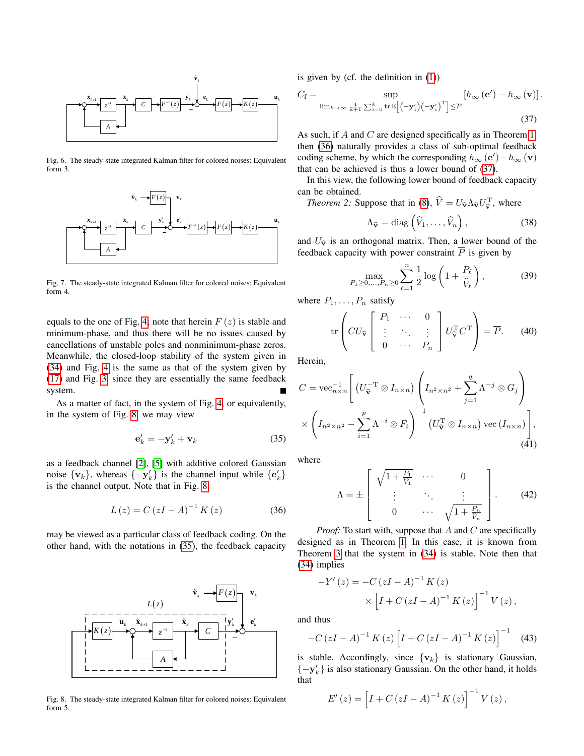Fig. 6. The steady-state integrated Kalman filter for colored noises: Equivalent form 3.

Fig. 7. The steady-state integrated Kalman filter for colored noises: Equivalent form 4.

equals to the one of Fig. 4; note that herein $F(z)$ is stable and minimum-phase, and thus there will be no issues caused by cancellations of unstable poles and nonminimum-phase zeros. Meanwhile, the closed-loop stability of the system given in (34) and Fig. 4 is the same as that of the system given by (17) and Fig. 3, since they are essentially the same feedback system. ∎

As a matter of fact, in the system of Fig. 4, or equivalently, in the system of Fig. 8, we may view

$$\mathbf{e}_k' = -\mathbf{y}_k' + \mathbf{v}_k \tag{35}$$

as a feedback channel [2], [5] with additive colored Gaussian noise $\{\mathbf{v}_k\}$, whereas $\{-\mathbf{y}_k'\}$ is the channel input while $\{\mathbf{e}_k'\}$ is the channel output. Note that in Fig. 8

$$L(z) = C(zI - A)^{-1} K(z) \tag{36}$$

may be viewed as a particular class of feedback coding. On the other hand, with the notations in (35), the feedback capacity

Fig. 8. The steady-state integrated Kalman filter for colored noises: Equivalent form 5.

is given by (cf. the definition in (1))

$$C_{\mathrm{f}} = \sup_{\lim_{k\to\infty} \frac{1}{k+1}\sum_{i=0}^{k} \operatorname{tr}\mathbb{E}\left[\left(-\mathbf{y}_i'\right)\left(-\mathbf{y}_i'\right)^{\mathrm{T}}\right] \leq \overline{P}} \left[h_\infty\left(\mathbf{e}'\right) - h_\infty\left(\mathbf{v}\right)\right]. \tag{37}$$

As such, if $A$ and $C$ are designed specifically as in Theorem 1, then (36) naturally provides a class of sub-optimal feedback coding scheme, by which the corresponding $h_\infty(\mathbf{e}') - h_\infty(\mathbf{v})$ that can be achieved is thus a lower bound of (37).

In this view, the following lower bound of feedback capacity can be obtained.

*Theorem 2:* Suppose that in (8), $\widehat{V} = U_{\widehat{\mathbf{v}}} \Lambda_{\widehat{\mathbf{v}}} U_{\widehat{\mathbf{v}}}^{\mathrm{T}}$, where

$$\Lambda_{\widehat{\mathbf{v}}} = \operatorname{diag}\left(\widehat{V}_1, \ldots, \widehat{V}_n\right), \tag{38}$$

and $U_{\widehat{\mathbf{v}}}$ is an orthogonal matrix. Then, a lower bound of the feedback capacity with power constraint $\overline{P}$ is given by

$$\max_{P_1 \geq 0, \ldots, P_n \geq 0} \sum_{\ell=1}^{n} \frac{1}{2} \log\left(1 + \frac{P_\ell}{\widehat{V}_\ell}\right), \tag{39}$$

where $P_1, \ldots, P_n$ satisfy

$$\operatorname{tr}\left(C U_{\widehat{\mathbf{v}}} \begin{bmatrix} P_1 & \cdots & 0 \\ \vdots & \ddots & \vdots \\ 0 & \cdots & P_n \end{bmatrix} U_{\widehat{\mathbf{v}}}^{\mathrm{T}} C^{\mathrm{T}}\right) = \overline{P}. \tag{40}$$

Herein,

$$C = \operatorname{vec}_{n\times n}^{-1}\left[\left(U_{\widehat{\mathbf{v}}}^{-\mathrm{T}} \otimes I_{n\times n}\right)\left(I_{n^2\times n^2} + \sum_{j=1}^{q} \Lambda^{-j} \otimes G_j\right) \times \left(I_{n^2\times n^2} - \sum_{i=1}^{p} \Lambda^{-i} \otimes F_i\right)^{-1} \left(U_{\widehat{\mathbf{v}}}^{\mathrm{T}} \otimes I_{n\times n}\right) \operatorname{vec}\left(I_{n\times n}\right)\right], \tag{41}$$

where

$$\Lambda = \pm \begin{bmatrix} \sqrt{1 + \frac{P_1}{\widehat{V}_1}} & \cdots & 0 \\ \vdots & \ddots & \vdots \\ 0 & \cdots & \sqrt{1 + \frac{P_n}{\widehat{V}_n}} \end{bmatrix}. \tag{42}$$

*Proof:* To start with, suppose that $A$ and $C$ are specifically designed as in Theorem 1. In this case, it is known from Theorem 3 that the system in (34) is stable. Note then that (34) implies

$$-Y'(z) = -C(zI - A)^{-1} K(z) \times \left[I + C(zI - A)^{-1} K(z)\right]^{-1} V(z),$$

and thus

$$-C(zI - A)^{-1} K(z) \left[I + C(zI - A)^{-1} K(z)\right]^{-1} \tag{43}$$

is stable. Accordingly, since $\{\mathbf{v}_k\}$ is stationary Gaussian, $\{-\mathbf{y}_k'\}$ is also stationary Gaussian. On the other hand, it holds that

$$E'(z) = \left[I + C(zI - A)^{-1} K(z)\right]^{-1} V(z),$$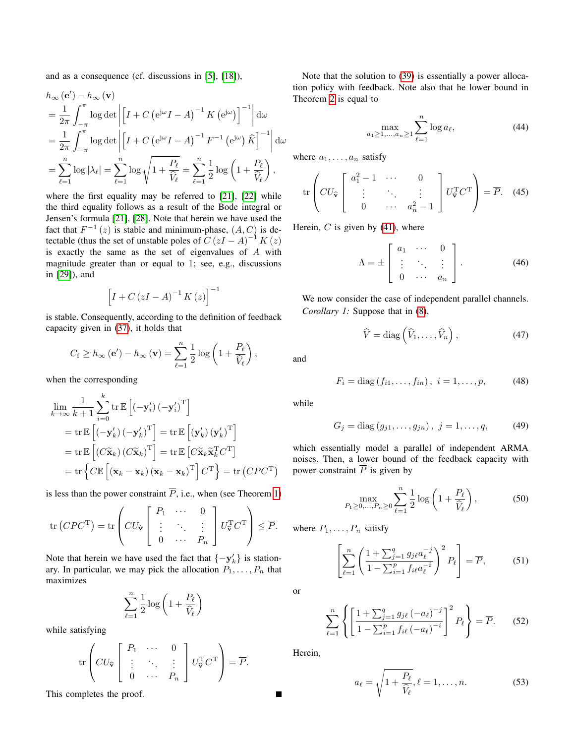and as a consequence (cf. discussions in [5], [18]),

$$
\begin{aligned}
& h_{\infty}\left(\mathbf{e}'\right) - h_{\infty}\left(\mathbf{v}\right) \\
&= \frac{1}{2\pi} \int_{-\pi}^{\pi} \log \det \left| \left[ I + C \left( \mathrm{e}^{\mathrm{j}\omega} I - A \right)^{-1} K \left( \mathrm{e}^{\mathrm{j}\omega} \right) \right]^{-1} \right| \mathrm{d}\omega \\
&= \frac{1}{2\pi} \int_{-\pi}^{\pi} \log \det \left| \left[ I + C \left( \mathrm{e}^{\mathrm{j}\omega} I - A \right)^{-1} F^{-1} \left( \mathrm{e}^{\mathrm{j}\omega} \right) \widehat{K} \right]^{-1} \right| \mathrm{d}\omega \\
&= \sum_{\ell=1}^{n} \log \left| \lambda_{\ell} \right| = \sum_{\ell=1}^{n} \log \sqrt{1 + \frac{P_{\ell}}{\widehat{V}_{\ell}}} = \sum_{\ell=1}^{n} \frac{1}{2} \log \left( 1 + \frac{P_{\ell}}{\widehat{V}_{\ell}} \right),
\end{aligned}
$$

where the first equality may be referred to [21], [22] while the third equality follows as a result of the Bode integral or Jensen's formula [21], [28]. Note that herein we have used the fact that $F^{-1}(z)$ is stable and minimum-phase, $(A, C)$ is detectable (thus the set of unstable poles of $C(zI - A)^{-1} K(z)$ is exactly the same as the set of eigenvalues of $A$ with magnitude greater than or equal to 1; see, e.g., discussions in [29]), and

$$
\left[ I + C \left( zI - A \right)^{-1} K \left( z \right) \right]^{-1}
$$

is stable. Consequently, according to the definition of feedback capacity given in (37), it holds that

$$
C_{\mathrm{f}} \geq h_{\infty}\left(\mathbf{e}'\right) - h_{\infty}\left(\mathbf{v}\right) = \sum_{\ell=1}^{n} \frac{1}{2} \log \left( 1 + \frac{P_{\ell}}{\widehat{V}_{\ell}} \right),
$$

when the corresponding

$$
\begin{aligned}
& \lim_{k \to \infty} \frac{1}{k+1} \sum_{i=0}^{k} \operatorname{tr} \mathbb{E} \left[ \left( -\mathbf{y}_i' \right) \left( -\mathbf{y}_i' \right)^{\mathrm{T}} \right] \\
&= \operatorname{tr} \mathbb{E} \left[ \left( -\mathbf{y}_k' \right) \left( -\mathbf{y}_k' \right)^{\mathrm{T}} \right] = \operatorname{tr} \mathbb{E} \left[ \left( \mathbf{y}_k' \right) \left( \mathbf{y}_k' \right)^{\mathrm{T}} \right] \\
&= \operatorname{tr} \mathbb{E} \left[ \left( C \widetilde{\mathbf{x}}_k \right) \left( C \widetilde{\mathbf{x}}_k \right)^{\mathrm{T}} \right] = \operatorname{tr} \mathbb{E} \left[ C \widetilde{\mathbf{x}}_k \widetilde{\mathbf{x}}_k^{\mathrm{T}} C^{\mathrm{T}} \right] \\
&= \operatorname{tr} \left\{ C \mathbb{E} \left[ \left( \overline{\mathbf{x}}_k - \mathbf{x}_k \right) \left( \overline{\mathbf{x}}_k - \mathbf{x}_k \right)^{\mathrm{T}} \right] C^{\mathrm{T}} \right\} = \operatorname{tr} \left( C P C^{\mathrm{T}} \right)
\end{aligned}
$$

is less than the power constraint $\overline{P}$, i.e., when (see Theorem 1)

$$
\operatorname{tr} \left( C P C^{\mathrm{T}} \right) = \operatorname{tr} \left( C U_{\widehat{\mathbf{v}}} \begin{bmatrix} P_1 & \cdots & 0 \\ \vdots & \ddots & \vdots \\ 0 & \cdots & P_n \end{bmatrix} U_{\widehat{\mathbf{v}}}^{\mathrm{T}} C^{\mathrm{T}} \right) \leq \overline{P}.
$$

Note that herein we have used the fact that $\{-\mathbf{y}_k'\}$ is stationary. In particular, we may pick the allocation $P_1, \ldots, P_n$ that maximizes

$$
\sum_{\ell=1}^{n} \frac{1}{2} \log \left( 1 + \frac{P_{\ell}}{\widehat{V}_{\ell}} \right)
$$

while satisfying

$$
\operatorname{tr} \left( C U_{\widehat{\mathbf{v}}} \begin{bmatrix} P_1 & \cdots & 0 \\ \vdots & \ddots & \vdots \\ 0 & \cdots & P_n \end{bmatrix} U_{\widehat{\mathbf{v}}}^{\mathrm{T}} C^{\mathrm{T}} \right) = \overline{P}.
$$

This completes the proof. ∎

Note that the solution to (39) is essentially a power allocation policy with feedback. Note also that he lower bound in Theorem 2 is equal to

$$
\max_{a_1 \geq 1, \ldots, a_n \geq 1} \sum_{\ell=1}^{n} \log a_{\ell}, \tag{44}
$$

where $a_1, \ldots, a_n$ satisfy

$$
\operatorname{tr} \left( C U_{\widehat{\mathbf{v}}} \begin{bmatrix} a_1^2 - 1 & \cdots & 0 \\ \vdots & \ddots & \vdots \\ 0 & \cdots & a_n^2 - 1 \end{bmatrix} U_{\widehat{\mathbf{v}}}^{\mathrm{T}} C^{\mathrm{T}} \right) = \overline{P}. \tag{45}
$$

Herein, $C$ is given by (41), where

$$
\Lambda = \pm \begin{bmatrix} a_1 & \cdots & 0 \\ \vdots & \ddots & \vdots \\ 0 & \cdots & a_n \end{bmatrix}. \tag{46}
$$

We now consider the case of independent parallel channels.

*Corollary 1:* Suppose that in (8),

$$
\widehat{V} = \operatorname{diag} \left( \widehat{V}_1, \ldots, \widehat{V}_n \right), \tag{47}
$$

and

$$
F_i = \operatorname{diag} \left( f_{i1}, \ldots, f_{in} \right), \; i = 1, \ldots, p, \tag{48}
$$

while

$$
G_j = \operatorname{diag} \left( g_{j1}, \ldots, g_{jn} \right), \; j = 1, \ldots, q, \tag{49}
$$

which essentially model a parallel of independent ARMA noises. Then, a lower bound of the feedback capacity with power constraint $\overline{P}$ is given by

$$
\max_{P_1 \geq 0, \ldots, P_n \geq 0} \sum_{\ell=1}^{n} \frac{1}{2} \log \left( 1 + \frac{P_{\ell}}{\widehat{V}_{\ell}} \right), \tag{50}
$$

where $P_1, \ldots, P_n$ satisfy

$$
\left[ \sum_{\ell=1}^{n} \left( \frac{1 + \sum_{j=1}^{q} g_{j\ell} a_{\ell}^{-j}}{1 - \sum_{i=1}^{p} f_{i\ell} a_{\ell}^{-i}} \right)^2 P_{\ell} \right] = \overline{P}, \tag{51}
$$

or

$$
\sum_{\ell=1}^{n} \left\{ \left[ \frac{1 + \sum_{j=1}^{q} g_{j\ell} \left( -a_{\ell} \right)^{-j}}{1 - \sum_{i=1}^{p} f_{i\ell} \left( -a_{\ell} \right)^{-i}} \right]^2 P_{\ell} \right\} = \overline{P}. \tag{52}
$$

Herein,

$$
a_{\ell} = \sqrt{1 + \frac{P_{\ell}}{\widehat{V}_{\ell}}}, \ell = 1, \ldots, n. \tag{53}
$$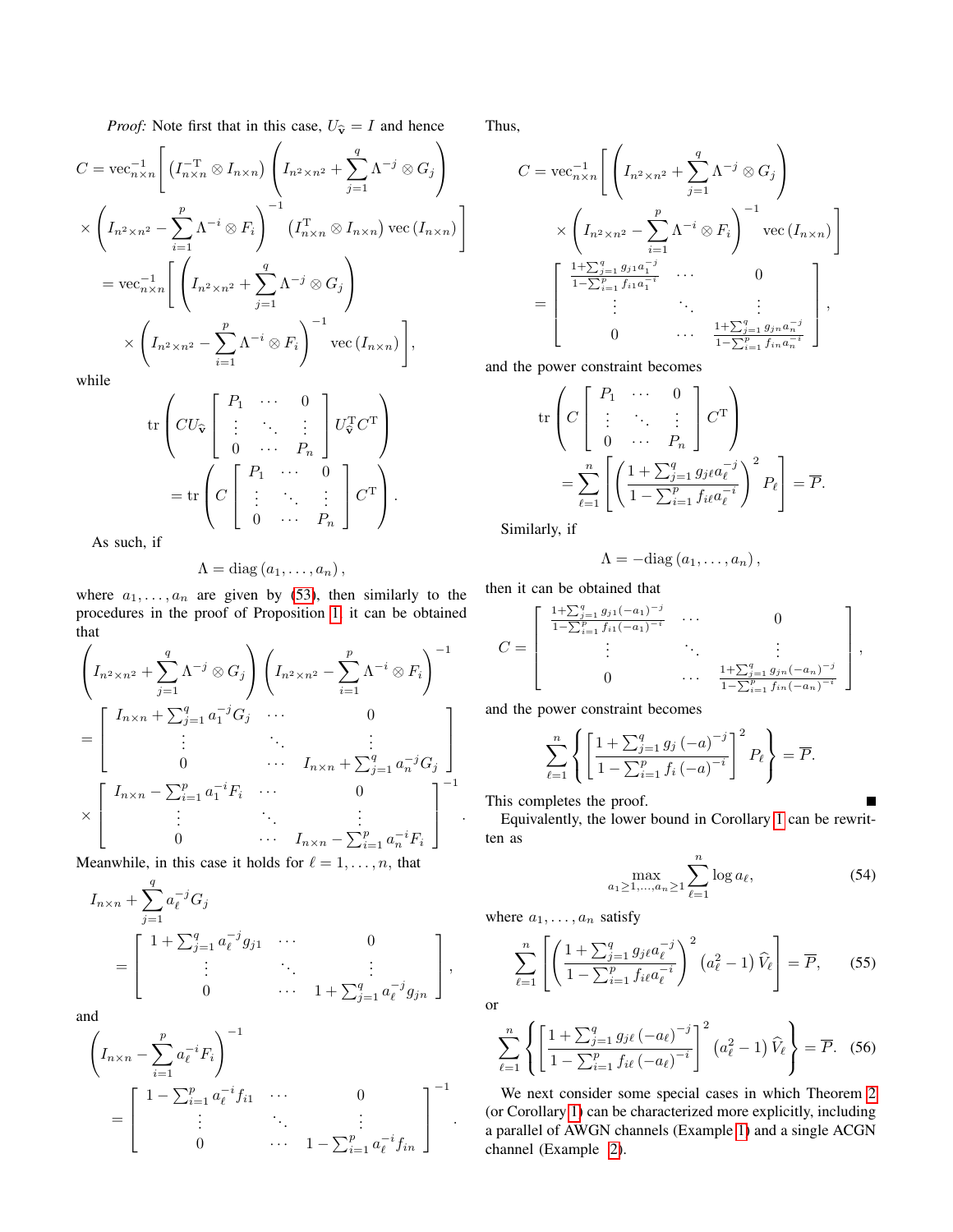*Proof:* Note first that in this case, $U_{\widehat{\mathbf{v}}} = I$ and hence

$$
\begin{aligned}
C &= \mathrm{vec}_{n\times n}^{-1}\left[\left(I_{n\times n}^{-\mathrm{T}} \otimes I_{n\times n}\right)\left(I_{n^2\times n^2} + \sum_{j=1}^{q} \Lambda^{-j} \otimes G_j\right)\right. \\
&\quad \times \left.\left(I_{n^2\times n^2} - \sum_{i=1}^{p} \Lambda^{-i} \otimes F_i\right)^{-1} \left(I_{n\times n}^{\mathrm{T}} \otimes I_{n\times n}\right) \mathrm{vec}\left(I_{n\times n}\right)\right] \\
&= \mathrm{vec}_{n\times n}^{-1}\left[\left(I_{n^2\times n^2} + \sum_{j=1}^{q} \Lambda^{-j} \otimes G_j\right)\right. \\
&\quad \times \left.\left(I_{n^2\times n^2} - \sum_{i=1}^{p} \Lambda^{-i} \otimes F_i\right)^{-1} \mathrm{vec}\left(I_{n\times n}\right)\right],
\end{aligned}
$$

while

$$
\begin{aligned}
&\mathrm{tr}\left(C U_{\widehat{\mathbf{v}}} \begin{bmatrix} P_1 & \cdots & 0 \\ \vdots & \ddots & \vdots \\ 0 & \cdots & P_n \end{bmatrix} U_{\widehat{\mathbf{v}}}^{\mathrm{T}} C^{\mathrm{T}}\right) \\
&= \mathrm{tr}\left(C \begin{bmatrix} P_1 & \cdots & 0 \\ \vdots & \ddots & \vdots \\ 0 & \cdots & P_n \end{bmatrix} C^{\mathrm{T}}\right).
\end{aligned}
$$

As such, if

$$
\Lambda = \mathrm{diag}\left(a_1, \ldots, a_n\right),
$$

where $a_1, \ldots, a_n$ are given by (53), then similarly to the procedures in the proof of Proposition 1, it can be obtained that

$$
\begin{aligned}
&\left(I_{n^2\times n^2} + \sum_{j=1}^{q} \Lambda^{-j} \otimes G_j\right)\left(I_{n^2\times n^2} - \sum_{i=1}^{p} \Lambda^{-i} \otimes F_i\right)^{-1} \\
&= \begin{bmatrix} I_{n\times n} + \sum_{j=1}^{q} a_1^{-j} G_j & \cdots & 0 \\ \vdots & \ddots & \vdots \\ 0 & \cdots & I_{n\times n} + \sum_{j=1}^{q} a_n^{-j} G_j \end{bmatrix} \\
&\times \begin{bmatrix} I_{n\times n} - \sum_{i=1}^{p} a_1^{-i} F_i & \cdots & 0 \\ \vdots & \ddots & \vdots \\ 0 & \cdots & I_{n\times n} - \sum_{i=1}^{p} a_n^{-i} F_i \end{bmatrix}^{-1}.
\end{aligned}
$$

Meanwhile, in this case it holds for $\ell = 1, \ldots, n$, that

$$
\begin{aligned}
&I_{n\times n} + \sum_{j=1}^{q} a_\ell^{-j} G_j \\
&= \begin{bmatrix} 1 + \sum_{j=1}^{q} a_\ell^{-j} g_{j1} & \cdots & 0 \\ \vdots & \ddots & \vdots \\ 0 & \cdots & 1 + \sum_{j=1}^{q} a_\ell^{-j} g_{jn} \end{bmatrix},
\end{aligned}
$$

and

$$
\begin{aligned}
&\left(I_{n\times n} - \sum_{i=1}^{p} a_\ell^{-i} F_i\right)^{-1} \\
&= \begin{bmatrix} 1 - \sum_{i=1}^{p} a_\ell^{-i} f_{i1} & \cdots & 0 \\ \vdots & \ddots & \vdots \\ 0 & \cdots & 1 - \sum_{i=1}^{p} a_\ell^{-i} f_{in} \end{bmatrix}^{-1}.
\end{aligned}
$$

Thus,

$$
\begin{aligned}
C &= \mathrm{vec}_{n\times n}^{-1}\left[\left(I_{n^2\times n^2} + \sum_{j=1}^{q} \Lambda^{-j} \otimes G_j\right)\right. \\
&\quad \times \left.\left(I_{n^2\times n^2} - \sum_{i=1}^{p} \Lambda^{-i} \otimes F_i\right)^{-1} \mathrm{vec}\left(I_{n\times n}\right)\right] \\
&= \begin{bmatrix} \frac{1+\sum_{j=1}^{q} g_{j1} a_1^{-j}}{1-\sum_{i=1}^{p} f_{i1} a_1^{-i}} & \cdots & 0 \\ \vdots & \ddots & \vdots \\ 0 & \cdots & \frac{1+\sum_{j=1}^{q} g_{jn} a_n^{-j}}{1-\sum_{i=1}^{p} f_{in} a_n^{-i}} \end{bmatrix},
\end{aligned}
$$

and the power constraint becomes

$$
\begin{aligned}
&\mathrm{tr}\left(C \begin{bmatrix} P_1 & \cdots & 0 \\ \vdots & \ddots & \vdots \\ 0 & \cdots & P_n \end{bmatrix} C^{\mathrm{T}}\right) \\
&= \sum_{\ell=1}^{n}\left[\left(\frac{1+\sum_{j=1}^{q} g_{j\ell} a_\ell^{-j}}{1-\sum_{i=1}^{p} f_{i\ell} a_\ell^{-i}}\right)^2 P_\ell\right] = \overline{P}.
\end{aligned}
$$

Similarly, if

$$
\Lambda = -\mathrm{diag}\left(a_1, \ldots, a_n\right),
$$

then it can be obtained that

$$
C = \begin{bmatrix} \frac{1+\sum_{j=1}^{q} g_{j1} (-a_1)^{-j}}{1-\sum_{i=1}^{p} f_{i1} (-a_1)^{-i}} & \cdots & 0 \\ \vdots & \ddots & \vdots \\ 0 & \cdots & \frac{1+\sum_{j=1}^{q} g_{jn} (-a_n)^{-j}}{1-\sum_{i=1}^{p} f_{in} (-a_n)^{-i}} \end{bmatrix},
$$

and the power constraint becomes

$$
\sum_{\ell=1}^{n}\left\{\left[\frac{1+\sum_{j=1}^{q} g_j \left(-a\right)^{-j}}{1-\sum_{i=1}^{p} f_i \left(-a\right)^{-i}}\right]^2 P_\ell\right\} = \overline{P}.
$$

This completes the proof. ∎

Equivalently, the lower bound in Corollary 1 can be rewritten as

$$
\max_{a_1 \geq 1, \ldots, a_n \geq 1} \sum_{\ell=1}^{n} \log a_\ell, \tag{54}
$$

where $a_1, \ldots, a_n$ satisfy

$$
\sum_{\ell=1}^{n}\left[\left(\frac{1+\sum_{j=1}^{q} g_{j\ell} a_\ell^{-j}}{1-\sum_{i=1}^{p} f_{i\ell} a_\ell^{-i}}\right)^2 \left(a_\ell^2 - 1\right) \widehat{V}_\ell\right] = \overline{P}, \tag{55}
$$

or

$$
\sum_{\ell=1}^{n}\left\{\left[\frac{1+\sum_{j=1}^{q} g_{j\ell} \left(-a_\ell\right)^{-j}}{1-\sum_{i=1}^{p} f_{i\ell} \left(-a_\ell\right)^{-i}}\right]^2 \left(a_\ell^2 - 1\right) \widehat{V}_\ell\right\} = \overline{P}. \tag{56}
$$

We next consider some special cases in which Theorem 2 (or Corollary 1) can be characterized more explicitly, including a parallel of AWGN channels (Example 1) and a single ACGN channel (Example 2).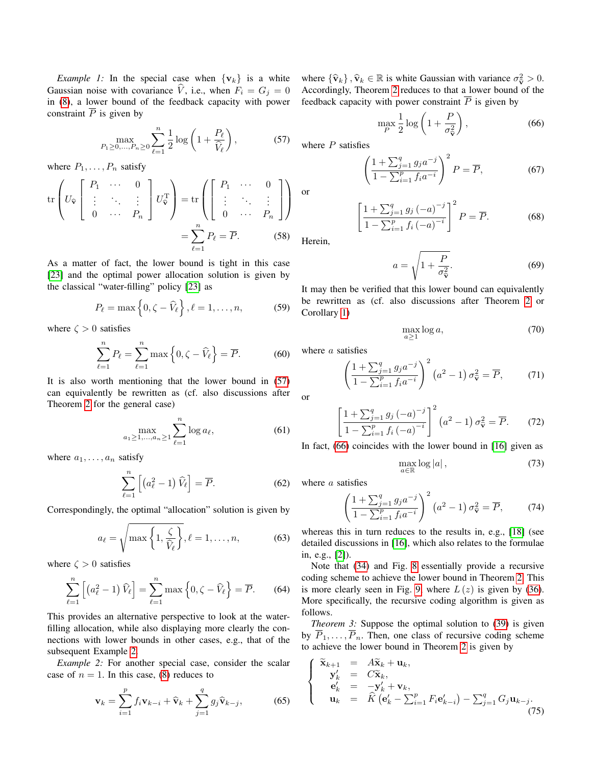*Example 1:* In the special case when $\{\mathbf{v}_k\}$ is a white Gaussian noise with covariance $\widehat{V}$, i.e., when $F_i = G_j = 0$ in (8), a lower bound of the feedback capacity with power constraint $\overline{P}$ is given by

$$\max_{P_1 \geq 0, \ldots, P_n \geq 0} \sum_{\ell=1}^{n} \frac{1}{2} \log \left( 1 + \frac{P_\ell}{\widehat{V}_\ell} \right), \tag{57}$$

where $P_1, \ldots, P_n$ satisfy

$$\operatorname{tr} \left( U_{\widehat{\mathbf{v}}} \begin{bmatrix} P_1 & \cdots & 0 \\ \vdots & \ddots & \vdots \\ 0 & \cdots & P_n \end{bmatrix} U_{\widehat{\mathbf{v}}}^{\mathrm{T}} \right) = \operatorname{tr} \left( \begin{bmatrix} P_1 & \cdots & 0 \\ \vdots & \ddots & \vdots \\ 0 & \cdots & P_n \end{bmatrix} \right) = \sum_{\ell=1}^{n} P_\ell = \overline{P}. \tag{58}$$

As a matter of fact, the lower bound is tight in this case [23] and the optimal power allocation solution is given by the classical "water-filling" policy [23] as

$$P_\ell = \max \left\{ 0, \zeta - \widehat{V}_\ell \right\}, \ell = 1, \ldots, n, \tag{59}$$

where $\zeta > 0$ satisfies

$$\sum_{\ell=1}^{n} P_\ell = \sum_{\ell=1}^{n} \max \left\{ 0, \zeta - \widehat{V}_\ell \right\} = \overline{P}. \tag{60}$$

It is also worth mentioning that the lower bound in (57) can equivalently be rewritten as (cf. also discussions after Theorem 2 for the general case)

$$\max_{a_1 \geq 1, \ldots, a_n \geq 1} \sum_{\ell=1}^{n} \log a_\ell, \tag{61}$$

where $a_1, \ldots, a_n$ satisfy

$$\sum_{\ell=1}^{n} \left[ \left( a_\ell^2 - 1 \right) \widehat{V}_\ell \right] = \overline{P}. \tag{62}$$

Correspondingly, the optimal "allocation" solution is given by

$$a_\ell = \sqrt{\max \left\{ 1, \frac{\zeta}{\widehat{V}_\ell} \right\}}, \ell = 1, \ldots, n, \tag{63}$$

where $\zeta > 0$ satisfies

$$\sum_{\ell=1}^{n} \left[ \left( a_\ell^2 - 1 \right) \widehat{V}_\ell \right] = \sum_{\ell=1}^{n} \max \left\{ 0, \zeta - \widehat{V}_\ell \right\} = \overline{P}. \tag{64}$$

This provides an alternative perspective to look at the water-filling allocation, while also displaying more clearly the connections with lower bounds in other cases, e.g., that of the subsequent Example 2.

*Example 2:* For another special case, consider the scalar case of $n = 1$. In this case, (8) reduces to

$$\mathbf{v}_k = \sum_{i=1}^{p} f_i \mathbf{v}_{k-i} + \widehat{\mathbf{v}}_k + \sum_{j=1}^{q} g_j \widehat{\mathbf{v}}_{k-j}, \tag{65}$$

where $\{\widehat{\mathbf{v}}_k\}, \widehat{\mathbf{v}}_k \in \mathbb{R}$ is white Gaussian with variance $\sigma_{\widehat{\mathbf{v}}}^2 > 0$. Accordingly, Theorem 2 reduces to that a lower bound of the feedback capacity with power constraint $\overline{P}$ is given by

$$\max_{P} \frac{1}{2} \log \left( 1 + \frac{P}{\sigma_{\widehat{\mathbf{v}}}^2} \right), \tag{66}$$

where $P$ satisfies

$$\left( \frac{1 + \sum_{j=1}^{q} g_j a^{-j}}{1 - \sum_{i=1}^{p} f_i a^{-i}} \right)^2 P = \overline{P}, \tag{67}$$

or

$$\left[ \frac{1 + \sum_{j=1}^{q} g_j (-a)^{-j}}{1 - \sum_{i=1}^{p} f_i (-a)^{-i}} \right]^2 P = \overline{P}. \tag{68}$$

Herein,

$$a = \sqrt{1 + \frac{P}{\sigma_{\widehat{\mathbf{v}}}^2}}. \tag{69}$$

It may then be verified that this lower bound can equivalently be rewritten as (cf. also discussions after Theorem 2 or Corollary 1)

$$\max_{a \geq 1} \log a, \tag{70}$$

where $a$ satisfies

$$\left( \frac{1 + \sum_{j=1}^{q} g_j a^{-j}}{1 - \sum_{i=1}^{p} f_i a^{-i}} \right)^2 \left( a^2 - 1 \right) \sigma_{\widehat{\mathbf{v}}}^2 = \overline{P}, \tag{71}$$

or

$$\left[ \frac{1 + \sum_{j=1}^{q} g_j (-a)^{-j}}{1 - \sum_{i=1}^{p} f_i (-a)^{-i}} \right]^2 \left( a^2 - 1 \right) \sigma_{\widehat{\mathbf{v}}}^2 = \overline{P}. \tag{72}$$

In fact, (66) coincides with the lower bound in [16] given as

$$\max_{a \in \mathbb{R}} \log |a|, \tag{73}$$

where $a$ satisfies

$$\left( \frac{1 + \sum_{j=1}^{q} g_j a^{-j}}{1 - \sum_{i=1}^{p} f_i a^{-i}} \right)^2 \left( a^2 - 1 \right) \sigma_{\widehat{\mathbf{v}}}^2 = \overline{P}, \tag{74}$$

whereas this in turn reduces to the results in, e.g., [18] (see detailed discussions in [16], which also relates to the formulae in, e.g., [2]).

Note that (34) and Fig. 8 essentially provide a recursive coding scheme to achieve the lower bound in Theorem 2. This is more clearly seen in Fig. 9, where $L(z)$ is given by (36). More specifically, the recursive coding algorithm is given as follows.

*Theorem 3:* Suppose the optimal solution to (39) is given by $\overline{P}_1, \ldots, \overline{P}_n$. Then, one class of recursive coding scheme to achieve the lower bound in Theorem 2 is given by

$$\begin{cases} \widetilde{\mathbf{x}}_{k+1} &= A \widetilde{\mathbf{x}}_k + \mathbf{u}_k, \\ \mathbf{y}'_k &= C \widetilde{\mathbf{x}}_k, \\ \mathbf{e}'_k &= -\mathbf{y}'_k + \mathbf{v}_k, \\ \mathbf{u}_k &= \widehat{K} \left( \mathbf{e}'_k - \sum_{i=1}^{p} F_i \mathbf{e}'_{k-i} \right) - \sum_{j=1}^{q} G_j \mathbf{u}_{k-j}. \end{cases} \tag{75}$$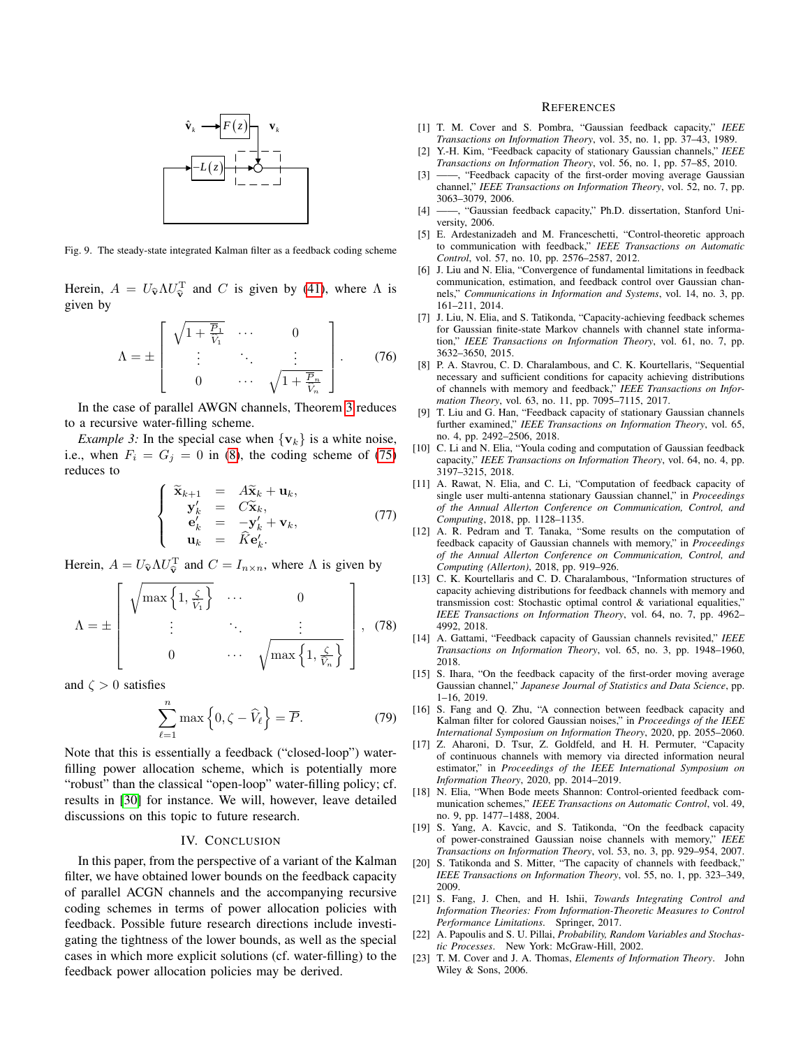Fig. 9. The steady-state integrated Kalman filter as a feedback coding scheme

Herein, $A = U_{\widehat{\mathbf{v}}} \Lambda U_{\widehat{\mathbf{v}}}^{\mathrm{T}}$ and $C$ is given by (41), where $\Lambda$ is given by

$$\Lambda = \pm \begin{bmatrix} \sqrt{1 + \frac{\overline{P}_1}{\widehat{V}_1}} & \cdots & 0 \\ \vdots & \ddots & \vdots \\ 0 & \cdots & \sqrt{1 + \frac{\overline{P}_n}{\widehat{V}_n}} \end{bmatrix}. \tag{76}$$

In the case of parallel AWGN channels, Theorem 3 reduces to a recursive water-filling scheme.

*Example 3:* In the special case when $\{\mathbf{v}_k\}$ is a white noise, i.e., when $F_i = G_j = 0$ in (8), the coding scheme of (75) reduces to

$$\begin{cases} \widetilde{\mathbf{x}}_{k+1} &= A \widetilde{\mathbf{x}}_k + \mathbf{u}_k, \\ \mathbf{y}_k' &= C \widetilde{\mathbf{x}}_k, \\ \mathbf{e}_k' &= -\mathbf{y}_k' + \mathbf{v}_k, \\ \mathbf{u}_k &= \widehat{K} \mathbf{e}_k'. \end{cases} \tag{77}$$

Herein, $A = U_{\widehat{\mathbf{v}}} \Lambda U_{\widehat{\mathbf{v}}}^{\mathrm{T}}$ and $C = I_{n \times n}$, where $\Lambda$ is given by

$$\Lambda = \pm \begin{bmatrix} \sqrt{\max\left\{1, \frac{\zeta}{\widehat{V}_1}\right\}} & \cdots & 0 \\ \vdots & \ddots & \vdots \\ 0 & \cdots & \sqrt{\max\left\{1, \frac{\zeta}{\widehat{V}_n}\right\}} \end{bmatrix}, \tag{78}$$

and $\zeta > 0$ satisfies

$$\sum_{\ell=1}^{n} \max\left\{0, \zeta - \widehat{V}_\ell\right\} = \overline{P}. \tag{79}$$

Note that this is essentially a feedback ("closed-loop") water-filling power allocation scheme, which is potentially more "robust" than the classical "open-loop" water-filling policy; cf. results in [30] for instance. We will, however, leave detailed discussions on this topic to future research.

## IV. Conclusion

In this paper, from the perspective of a variant of the Kalman filter, we have obtained lower bounds on the feedback capacity of parallel ACGN channels and the accompanying recursive coding schemes in terms of power allocation policies with feedback. Possible future research directions include investigating the tightness of the lower bounds, as well as the special cases in which more explicit solutions (cf. water-filling) to the feedback power allocation policies may be derived.

## References

[1] T. M. Cover and S. Pombra, "Gaussian feedback capacity," *IEEE Transactions on Information Theory*, vol. 35, no. 1, pp. 37–43, 1989.

[2] Y.-H. Kim, "Feedback capacity of stationary Gaussian channels," *IEEE Transactions on Information Theory*, vol. 56, no. 1, pp. 57–85, 2010.

[3] ——, "Feedback capacity of the first-order moving average Gaussian channel," *IEEE Transactions on Information Theory*, vol. 52, no. 7, pp. 3063–3079, 2006.

[4] ——, "Gaussian feedback capacity," Ph.D. dissertation, Stanford University, 2006.

[5] E. Ardestanizadeh and M. Franceschetti, "Control-theoretic approach to communication with feedback," *IEEE Transactions on Automatic Control*, vol. 57, no. 10, pp. 2576–2587, 2012.

[6] J. Liu and N. Elia, "Convergence of fundamental limitations in feedback communication, estimation, and feedback control over Gaussian channels," *Communications in Information and Systems*, vol. 14, no. 3, pp. 161–211, 2014.

[7] J. Liu, N. Elia, and S. Tatikonda, "Capacity-achieving feedback schemes for Gaussian finite-state Markov channels with channel state information," *IEEE Transactions on Information Theory*, vol. 61, no. 7, pp. 3632–3650, 2015.

[8] P. A. Stavrou, C. D. Charalambous, and C. K. Kourtellaris, "Sequential necessary and sufficient conditions for capacity achieving distributions of channels with memory and feedback," *IEEE Transactions on Information Theory*, vol. 63, no. 11, pp. 7095–7115, 2017.

[9] T. Liu and G. Han, "Feedback capacity of stationary Gaussian channels further examined," *IEEE Transactions on Information Theory*, vol. 65, no. 4, pp. 2492–2506, 2018.

[10] C. Li and N. Elia, "Youla coding and computation of Gaussian feedback capacity," *IEEE Transactions on Information Theory*, vol. 64, no. 4, pp. 3197–3215, 2018.

[11] A. Rawat, N. Elia, and C. Li, "Computation of feedback capacity of single user multi-antenna stationary Gaussian channel," in *Proceedings of the Annual Allerton Conference on Communication, Control, and Computing*, 2018, pp. 1128–1135.

[12] A. R. Pedram and T. Tanaka, "Some results on the computation of feedback capacity of Gaussian channels with memory," in *Proceedings of the Annual Allerton Conference on Communication, Control, and Computing (Allerton)*, 2018, pp. 919–926.

[13] C. K. Kourtellaris and C. D. Charalambous, "Information structures of capacity achieving distributions for feedback channels with memory and transmission cost: Stochastic optimal control & variational equalities," *IEEE Transactions on Information Theory*, vol. 64, no. 7, pp. 4962–4992, 2018.

[14] A. Gattami, "Feedback capacity of Gaussian channels revisited," *IEEE Transactions on Information Theory*, vol. 65, no. 3, pp. 1948–1960, 2018.

[15] S. Ihara, "On the feedback capacity of the first-order moving average Gaussian channel," *Japanese Journal of Statistics and Data Science*, pp. 1–16, 2019.

[16] S. Fang and Q. Zhu, "A connection between feedback capacity and Kalman filter for colored Gaussian noises," in *Proceedings of the IEEE International Symposium on Information Theory*, 2020, pp. 2055–2060.

[17] Z. Aharoni, D. Tsur, Z. Goldfeld, and H. H. Permuter, "Capacity of continuous channels with memory via directed information neural estimator," in *Proceedings of the IEEE International Symposium on Information Theory*, 2020, pp. 2014–2019.

[18] N. Elia, "When Bode meets Shannon: Control-oriented feedback communication schemes," *IEEE Transactions on Automatic Control*, vol. 49, no. 9, pp. 1477–1488, 2004.

[19] S. Yang, A. Kavcic, and S. Tatikonda, "On the feedback capacity of power-constrained Gaussian noise channels with memory," *IEEE Transactions on Information Theory*, vol. 53, no. 3, pp. 929–954, 2007.

[20] S. Tatikonda and S. Mitter, "The capacity of channels with feedback," *IEEE Transactions on Information Theory*, vol. 55, no. 1, pp. 323–349, 2009.

[21] S. Fang, J. Chen, and H. Ishii, *Towards Integrating Control and Information Theories: From Information-Theoretic Measures to Control Performance Limitations*. Springer, 2017.

[22] A. Papoulis and S. U. Pillai, *Probability, Random Variables and Stochastic Processes*. New York: McGraw-Hill, 2002.

[23] T. M. Cover and J. A. Thomas, *Elements of Information Theory*. John Wiley & Sons, 2006.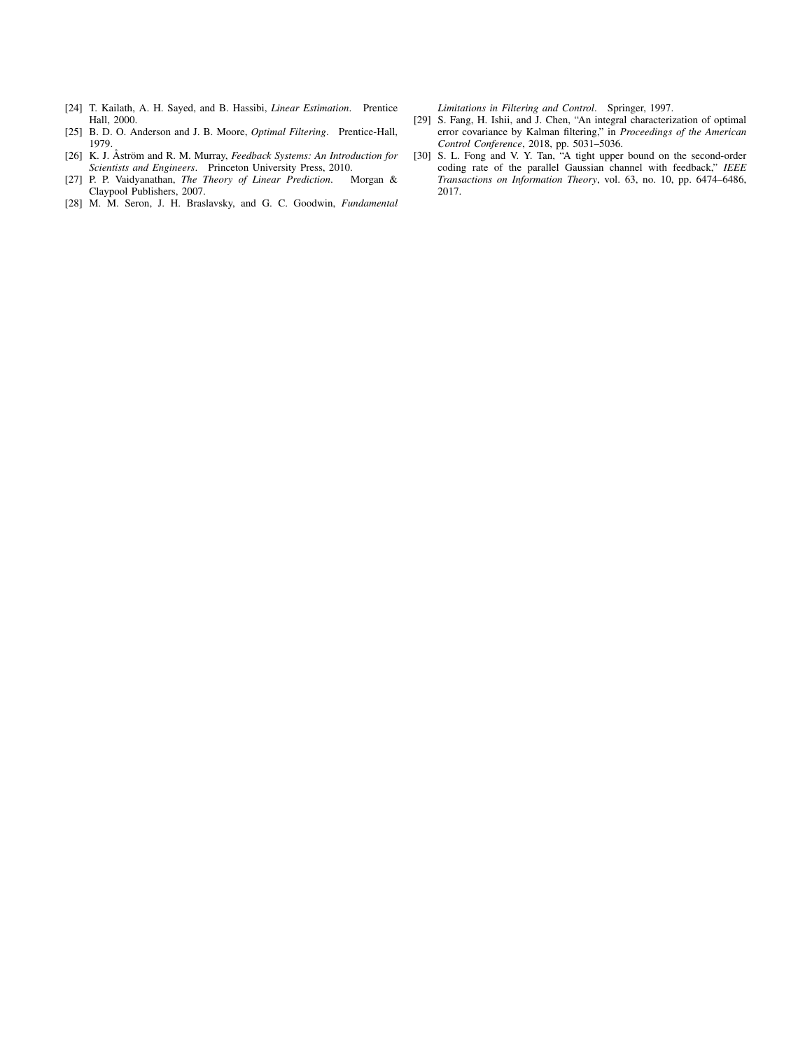[24] T. Kailath, A. H. Sayed, and B. Hassibi, *Linear Estimation*. Prentice Hall, 2000.

[25] B. D. O. Anderson and J. B. Moore, *Optimal Filtering*. Prentice-Hall, 1979.

[26] K. J. Åström and R. M. Murray, *Feedback Systems: An Introduction for Scientists and Engineers*. Princeton University Press, 2010.

[27] P. P. Vaidyanathan, *The Theory of Linear Prediction*. Morgan & Claypool Publishers, 2007.

[28] M. M. Seron, J. H. Braslavsky, and G. C. Goodwin, *Fundamental Limitations in Filtering and Control*. Springer, 1997.

[29] S. Fang, H. Ishii, and J. Chen, "An integral characterization of optimal error covariance by Kalman filtering," in *Proceedings of the American Control Conference*, 2018, pp. 5031–5036.

[30] S. L. Fong and V. Y. Tan, "A tight upper bound on the second-order coding rate of the parallel Gaussian channel with feedback," *IEEE Transactions on Information Theory*, vol. 63, no. 10, pp. 6474–6486, 2017.